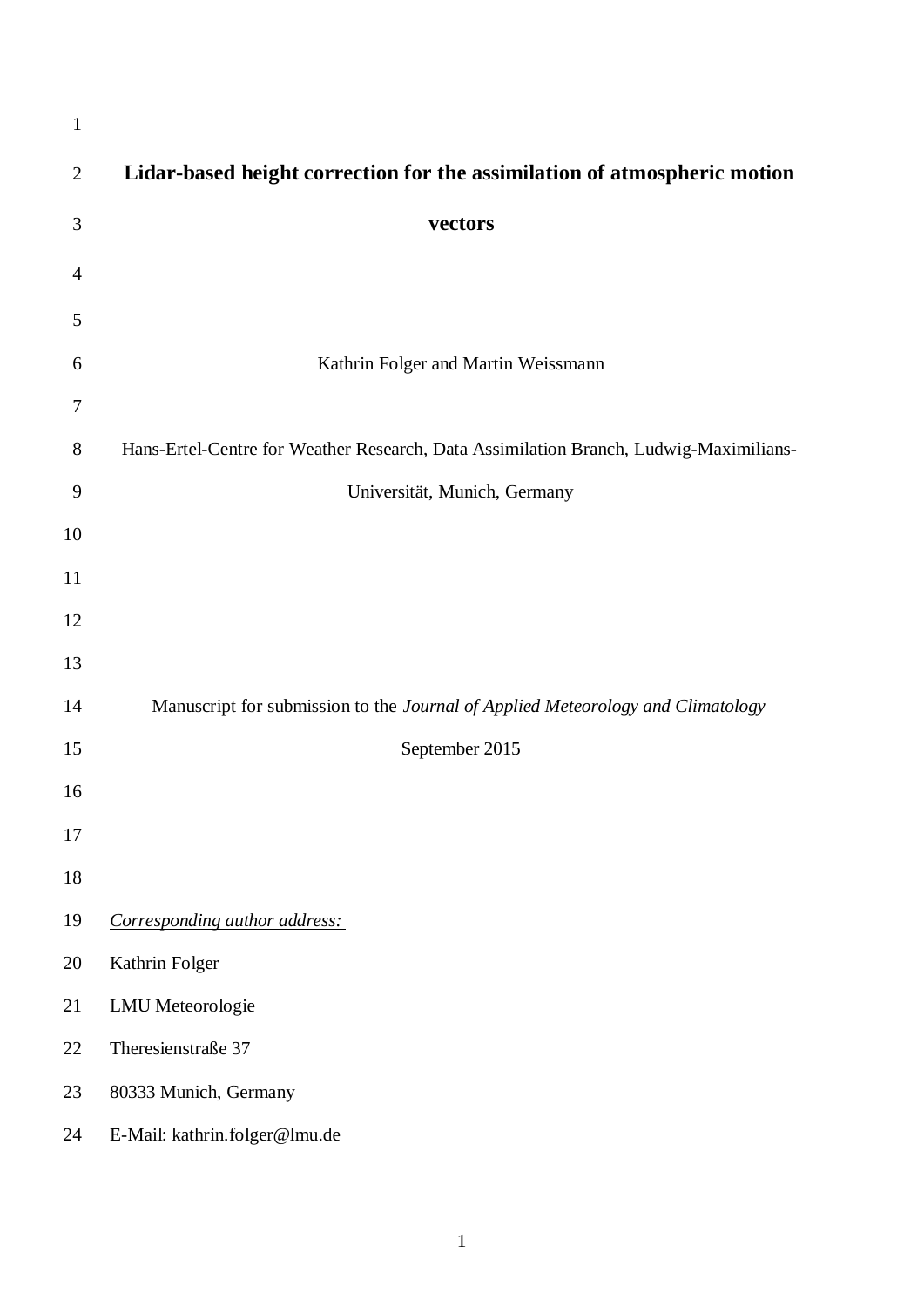# Lidar-based height correction for the assimilation of atmospheric motion vectors

Kathrin Folger and Martin Weissmann

Hans-Ertel-Centre for Weather Research, Data Assimilation Branch, Ludwig-Maximilians-Universität, Munich, Germany

Manuscript for submission to the *Journal of Applied Meteorology and Climatology*

September 2015

*Corresponding author address:*

Kathrin Folger

LMU Meteorologie

Theresienstraße 37

80333 Munich, Germany

E-Mail: kathrin.folger@lmu.de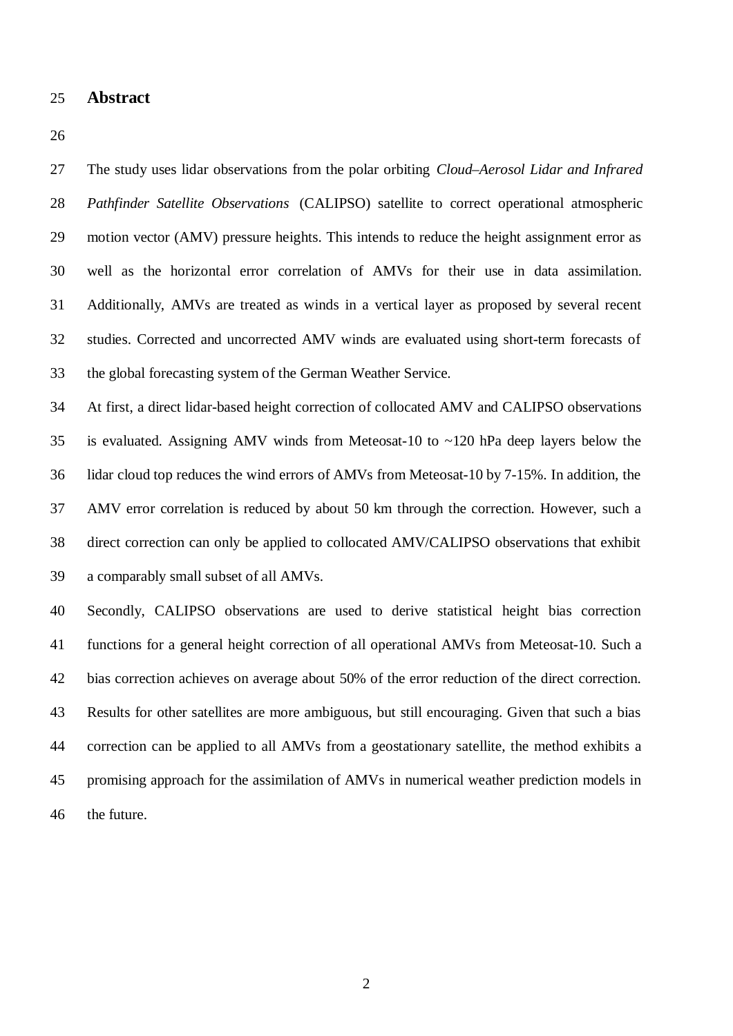## Abstract

The study uses lidar observations from the polar orbiting *Cloud–Aerosol Lidar and Infrared Pathfinder Satellite Observations* (CALIPSO) satellite to correct operational atmospheric motion vector (AMV) pressure heights. This intends to reduce the height assignment error as well as the horizontal error correlation of AMVs for their use in data assimilation. Additionally, AMVs are treated as winds in a vertical layer as proposed by several recent studies. Corrected and uncorrected AMV winds are evaluated using short-term forecasts of the global forecasting system of the German Weather Service.

At first, a direct lidar-based height correction of collocated AMV and CALIPSO observations is evaluated. Assigning AMV winds from Meteosat-10 to ~120 hPa deep layers below the lidar cloud top reduces the wind errors of AMVs from Meteosat-10 by 7-15%. In addition, the AMV error correlation is reduced by about 50 km through the correction. However, such a direct correction can only be applied to collocated AMV/CALIPSO observations that exhibit a comparably small subset of all AMVs.

Secondly, CALIPSO observations are used to derive statistical height bias correction functions for a general height correction of all operational AMVs from Meteosat-10. Such a bias correction achieves on average about 50% of the error reduction of the direct correction. Results for other satellites are more ambiguous, but still encouraging. Given that such a bias correction can be applied to all AMVs from a geostationary satellite, the method exhibits a promising approach for the assimilation of AMVs in numerical weather prediction models in the future.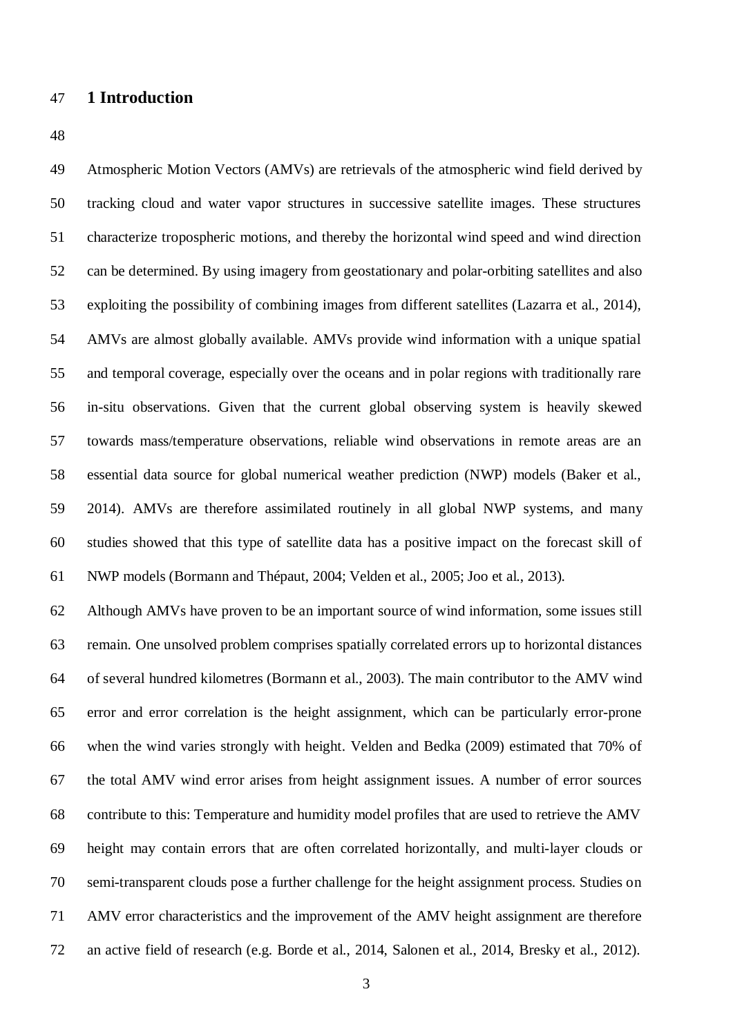# 1 Introduction

Atmospheric Motion Vectors (AMVs) are retrievals of the atmospheric wind field derived by tracking cloud and water vapor structures in successive satellite images. These structures characterize tropospheric motions, and thereby the horizontal wind speed and wind direction can be determined. By using imagery from geostationary and polar-orbiting satellites and also exploiting the possibility of combining images from different satellites (Lazarra et al., 2014), AMVs are almost globally available. AMVs provide wind information with a unique spatial and temporal coverage, especially over the oceans and in polar regions with traditionally rare in-situ observations. Given that the current global observing system is heavily skewed towards mass/temperature observations, reliable wind observations in remote areas are an essential data source for global numerical weather prediction (NWP) models (Baker et al., 2014). AMVs are therefore assimilated routinely in all global NWP systems, and many studies showed that this type of satellite data has a positive impact on the forecast skill of NWP models (Bormann and Thépaut, 2004; Velden et al., 2005; Joo et al., 2013).

Although AMVs have proven to be an important source of wind information, some issues still remain. One unsolved problem comprises spatially correlated errors up to horizontal distances of several hundred kilometres (Bormann et al., 2003). The main contributor to the AMV wind error and error correlation is the height assignment, which can be particularly error-prone when the wind varies strongly with height. Velden and Bedka (2009) estimated that 70% of the total AMV wind error arises from height assignment issues. A number of error sources contribute to this: Temperature and humidity model profiles that are used to retrieve the AMV height may contain errors that are often correlated horizontally, and multi-layer clouds or semi-transparent clouds pose a further challenge for the height assignment process. Studies on AMV error characteristics and the improvement of the AMV height assignment are therefore an active field of research (e.g. Borde et al., 2014, Salonen et al., 2014, Bresky et al., 2012).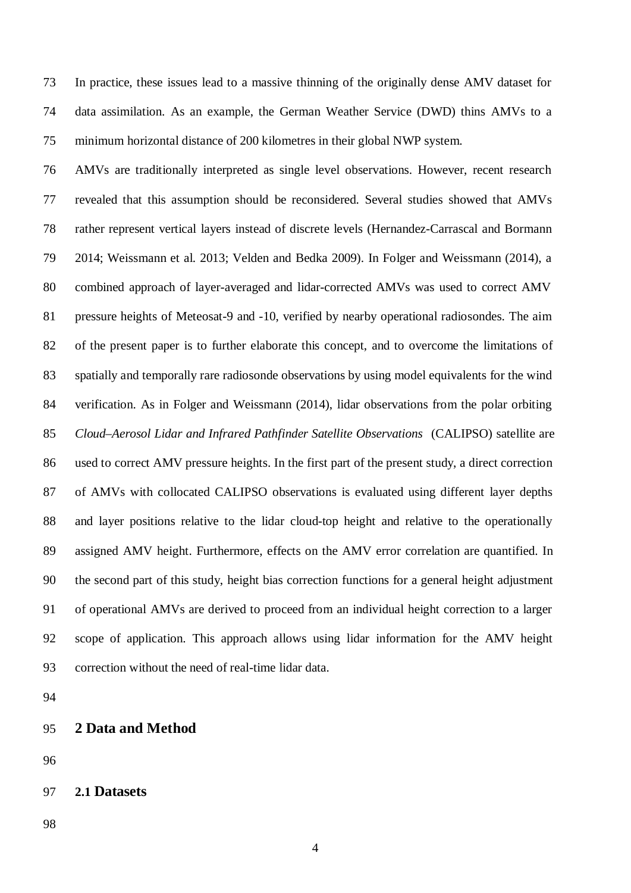In practice, these issues lead to a massive thinning of the originally dense AMV dataset for data assimilation. As an example, the German Weather Service (DWD) thins AMVs to a minimum horizontal distance of 200 kilometres in their global NWP system.

AMVs are traditionally interpreted as single level observations. However, recent research revealed that this assumption should be reconsidered. Several studies showed that AMVs rather represent vertical layers instead of discrete levels (Hernandez-Carrascal and Bormann 2014; Weissmann et al. 2013; Velden and Bedka 2009). In Folger and Weissmann (2014), a combined approach of layer-averaged and lidar-corrected AMVs was used to correct AMV pressure heights of Meteosat-9 and -10, verified by nearby operational radiosondes. The aim of the present paper is to further elaborate this concept, and to overcome the limitations of spatially and temporally rare radiosonde observations by using model equivalents for the wind verification. As in Folger and Weissmann (2014), lidar observations from the polar orbiting *Cloud–Aerosol Lidar and Infrared Pathfinder Satellite Observations* (CALIPSO) satellite are used to correct AMV pressure heights. In the first part of the present study, a direct correction of AMVs with collocated CALIPSO observations is evaluated using different layer depths and layer positions relative to the lidar cloud-top height and relative to the operationally assigned AMV height. Furthermore, effects on the AMV error correlation are quantified. In the second part of this study, height bias correction functions for a general height adjustment of operational AMVs are derived to proceed from an individual height correction to a larger scope of application. This approach allows using lidar information for the AMV height correction without the need of real-time lidar data.

# 2 Data and Method

## 2.1 Datasets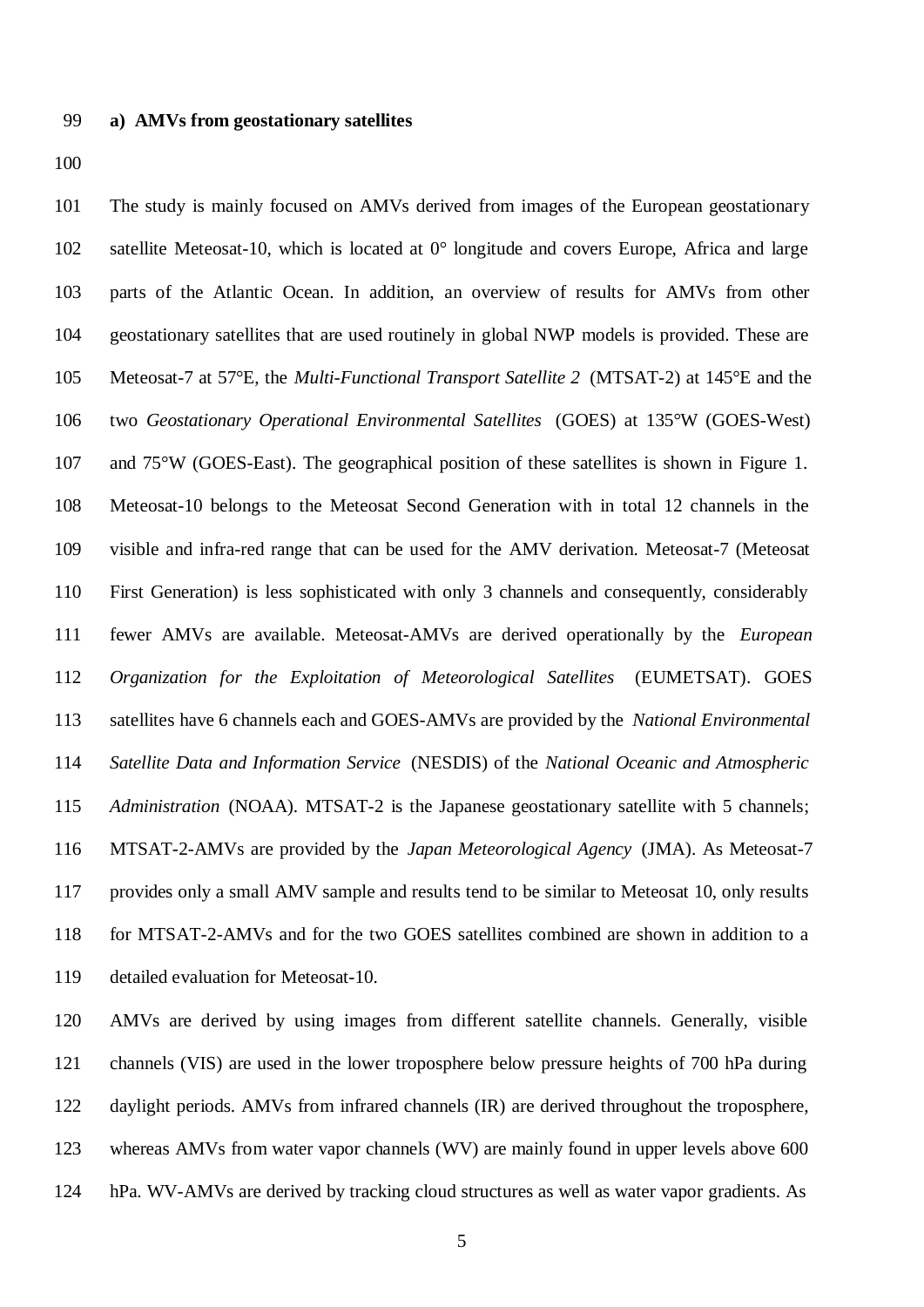### a) AMVs from geostationary satellites

The study is mainly focused on AMVs derived from images of the European geostationary satellite Meteosat-10, which is located at 0° longitude and covers Europe, Africa and large parts of the Atlantic Ocean. In addition, an overview of results for AMVs from other geostationary satellites that are used routinely in global NWP models is provided. These are Meteosat-7 at 57°E, the *Multi-Functional Transport Satellite 2* (MTSAT-2) at 145°E and the two *Geostationary Operational Environmental Satellites* (GOES) at 135°W (GOES-West) and 75°W (GOES-East). The geographical position of these satellites is shown in Figure 1. Meteosat-10 belongs to the Meteosat Second Generation with in total 12 channels in the visible and infra-red range that can be used for the AMV derivation. Meteosat-7 (Meteosat First Generation) is less sophisticated with only 3 channels and consequently, considerably fewer AMVs are available. Meteosat-AMVs are derived operationally by the *European Organization for the Exploitation of Meteorological Satellites* (EUMETSAT). GOES satellites have 6 channels each and GOES-AMVs are provided by the *National Environmental Satellite Data and Information Service* (NESDIS) of the *National Oceanic and Atmospheric Administration* (NOAA). MTSAT-2 is the Japanese geostationary satellite with 5 channels; MTSAT-2-AMVs are provided by the *Japan Meteorological Agency* (JMA). As Meteosat-7 provides only a small AMV sample and results tend to be similar to Meteosat 10, only results for MTSAT-2-AMVs and for the two GOES satellites combined are shown in addition to a detailed evaluation for Meteosat-10.

AMVs are derived by using images from different satellite channels. Generally, visible channels (VIS) are used in the lower troposphere below pressure heights of 700 hPa during daylight periods. AMVs from infrared channels (IR) are derived throughout the troposphere, whereas AMVs from water vapor channels (WV) are mainly found in upper levels above 600 hPa. WV-AMVs are derived by tracking cloud structures as well as water vapor gradients. As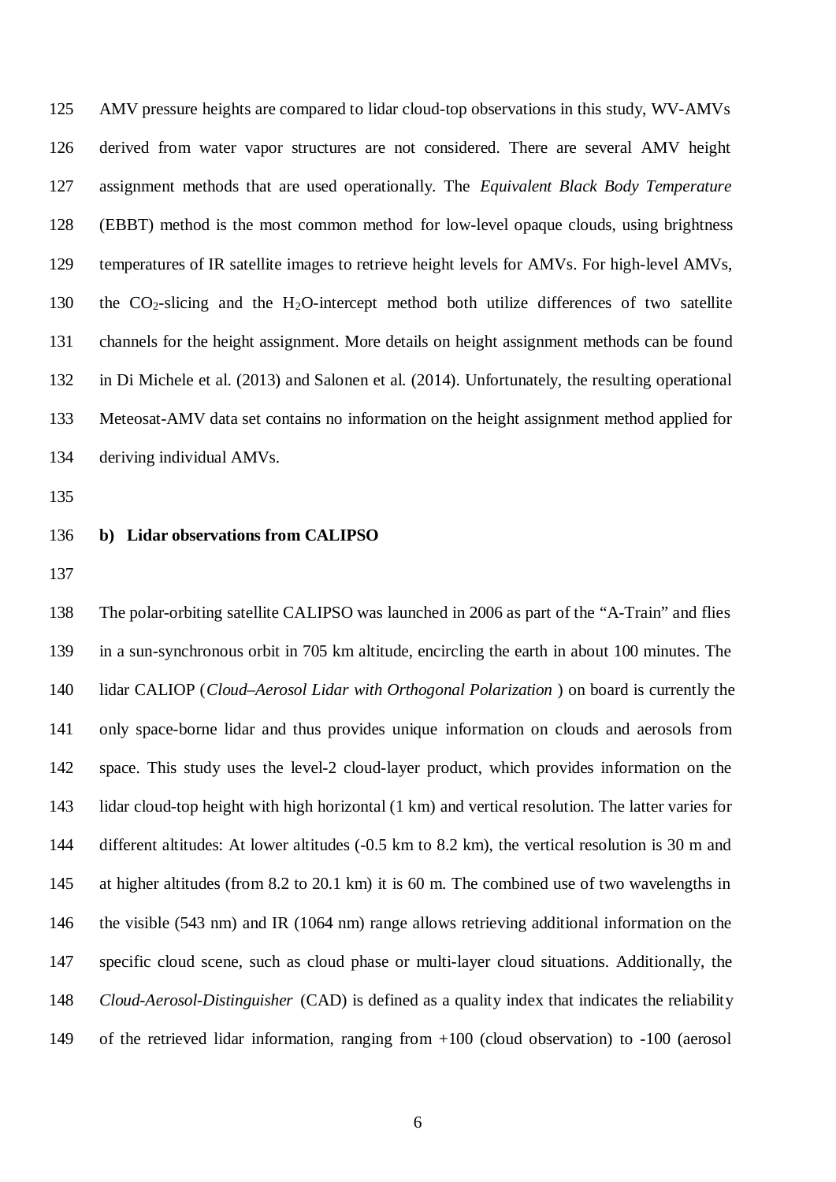AMV pressure heights are compared to lidar cloud-top observations in this study, WV-AMVs derived from water vapor structures are not considered. There are several AMV height assignment methods that are used operationally. The *Equivalent Black Body Temperature* (EBBT) method is the most common method for low-level opaque clouds, using brightness temperatures of IR satellite images to retrieve height levels for AMVs. For high-level AMVs, the $CO_2$-slicing and the $H_2O$-intercept method both utilize differences of two satellite channels for the height assignment. More details on height assignment methods can be found in Di Michele et al. (2013) and Salonen et al. (2014). Unfortunately, the resulting operational Meteosat-AMV data set contains no information on the height assignment method applied for deriving individual AMVs.

### b) Lidar observations from CALIPSO

The polar-orbiting satellite CALIPSO was launched in 2006 as part of the "A-Train" and flies in a sun-synchronous orbit in 705 km altitude, encircling the earth in about 100 minutes. The lidar CALIOP (*Cloud–Aerosol Lidar with Orthogonal Polarization* ) on board is currently the only space-borne lidar and thus provides unique information on clouds and aerosols from space. This study uses the level-2 cloud-layer product, which provides information on the lidar cloud-top height with high horizontal (1 km) and vertical resolution. The latter varies for different altitudes: At lower altitudes (-0.5 km to 8.2 km), the vertical resolution is 30 m and at higher altitudes (from 8.2 to 20.1 km) it is 60 m. The combined use of two wavelengths in the visible (543 nm) and IR (1064 nm) range allows retrieving additional information on the specific cloud scene, such as cloud phase or multi-layer cloud situations. Additionally, the *Cloud-Aerosol-Distinguisher* (CAD) is defined as a quality index that indicates the reliability of the retrieved lidar information, ranging from +100 (cloud observation) to -100 (aerosol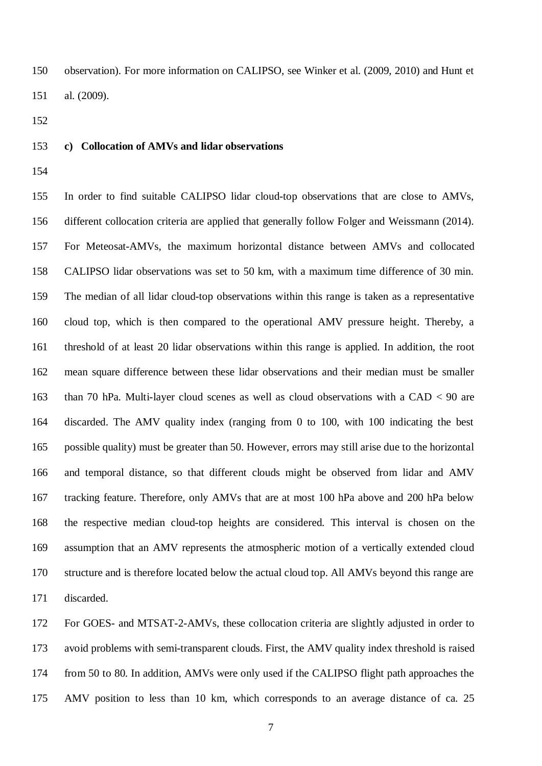observation). For more information on CALIPSO, see Winker et al. (2009, 2010) and Hunt et al. (2009).

### c) Collocation of AMVs and lidar observations

In order to find suitable CALIPSO lidar cloud-top observations that are close to AMVs, different collocation criteria are applied that generally follow Folger and Weissmann (2014). For Meteosat-AMVs, the maximum horizontal distance between AMVs and collocated CALIPSO lidar observations was set to 50 km, with a maximum time difference of 30 min. The median of all lidar cloud-top observations within this range is taken as a representative cloud top, which is then compared to the operational AMV pressure height. Thereby, a threshold of at least 20 lidar observations within this range is applied. In addition, the root mean square difference between these lidar observations and their median must be smaller than 70 hPa. Multi-layer cloud scenes as well as cloud observations with a CAD < 90 are discarded. The AMV quality index (ranging from 0 to 100, with 100 indicating the best possible quality) must be greater than 50. However, errors may still arise due to the horizontal and temporal distance, so that different clouds might be observed from lidar and AMV tracking feature. Therefore, only AMVs that are at most 100 hPa above and 200 hPa below the respective median cloud-top heights are considered. This interval is chosen on the assumption that an AMV represents the atmospheric motion of a vertically extended cloud structure and is therefore located below the actual cloud top. All AMVs beyond this range are discarded.

For GOES- and MTSAT-2-AMVs, these collocation criteria are slightly adjusted in order to avoid problems with semi-transparent clouds. First, the AMV quality index threshold is raised from 50 to 80. In addition, AMVs were only used if the CALIPSO flight path approaches the AMV position to less than 10 km, which corresponds to an average distance of ca. 25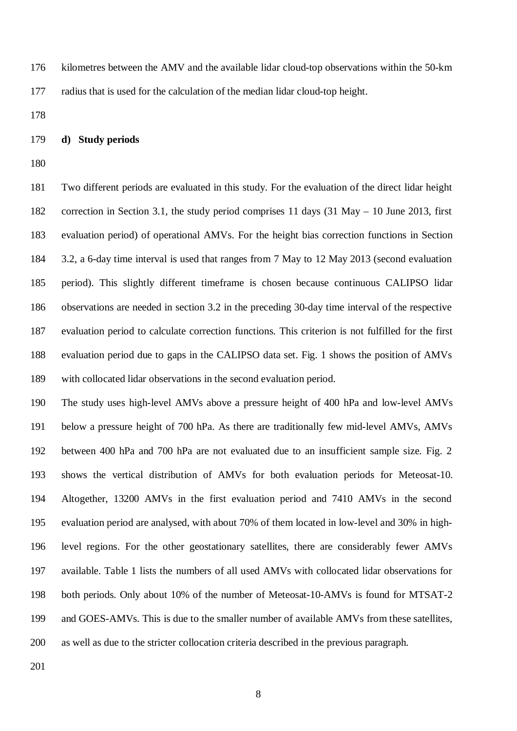kilometres between the AMV and the available lidar cloud-top observations within the 50-km radius that is used for the calculation of the median lidar cloud-top height.

### d) Study periods

Two different periods are evaluated in this study. For the evaluation of the direct lidar height correction in Section 3.1, the study period comprises 11 days (31 May – 10 June 2013, first evaluation period) of operational AMVs. For the height bias correction functions in Section 3.2, a 6-day time interval is used that ranges from 7 May to 12 May 2013 (second evaluation period). This slightly different timeframe is chosen because continuous CALIPSO lidar observations are needed in section 3.2 in the preceding 30-day time interval of the respective evaluation period to calculate correction functions. This criterion is not fulfilled for the first evaluation period due to gaps in the CALIPSO data set. Fig. 1 shows the position of AMVs with collocated lidar observations in the second evaluation period.

The study uses high-level AMVs above a pressure height of 400 hPa and low-level AMVs below a pressure height of 700 hPa. As there are traditionally few mid-level AMVs, AMVs between 400 hPa and 700 hPa are not evaluated due to an insufficient sample size. Fig. 2 shows the vertical distribution of AMVs for both evaluation periods for Meteosat-10. Altogether, 13200 AMVs in the first evaluation period and 7410 AMVs in the second evaluation period are analysed, with about 70% of them located in low-level and 30% in high-level regions. For the other geostationary satellites, there are considerably fewer AMVs available. Table 1 lists the numbers of all used AMVs with collocated lidar observations for both periods. Only about 10% of the number of Meteosat-10-AMVs is found for MTSAT-2 and GOES-AMVs. This is due to the smaller number of available AMVs from these satellites, as well as due to the stricter collocation criteria described in the previous paragraph.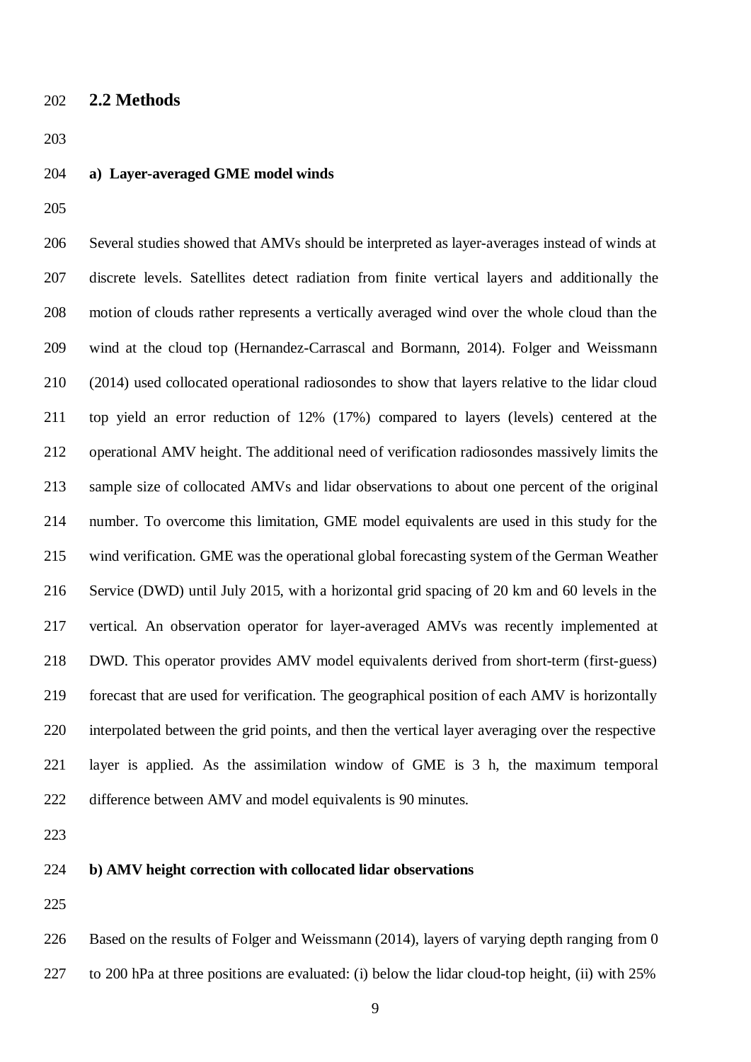## 2.2 Methods

### a) Layer-averaged GME model winds

Several studies showed that AMVs should be interpreted as layer-averages instead of winds at discrete levels. Satellites detect radiation from finite vertical layers and additionally the motion of clouds rather represents a vertically averaged wind over the whole cloud than the wind at the cloud top (Hernandez-Carrascal and Bormann, 2014). Folger and Weissmann (2014) used collocated operational radiosondes to show that layers relative to the lidar cloud top yield an error reduction of 12% (17%) compared to layers (levels) centered at the operational AMV height. The additional need of verification radiosondes massively limits the sample size of collocated AMVs and lidar observations to about one percent of the original number. To overcome this limitation, GME model equivalents are used in this study for the wind verification. GME was the operational global forecasting system of the German Weather Service (DWD) until July 2015, with a horizontal grid spacing of 20 km and 60 levels in the vertical. An observation operator for layer-averaged AMVs was recently implemented at DWD. This operator provides AMV model equivalents derived from short-term (first-guess) forecast that are used for verification. The geographical position of each AMV is horizontally interpolated between the grid points, and then the vertical layer averaging over the respective layer is applied. As the assimilation window of GME is 3 h, the maximum temporal difference between AMV and model equivalents is 90 minutes.

### b) AMV height correction with collocated lidar observations

Based on the results of Folger and Weissmann (2014), layers of varying depth ranging from 0 to 200 hPa at three positions are evaluated: (i) below the lidar cloud-top height, (ii) with 25%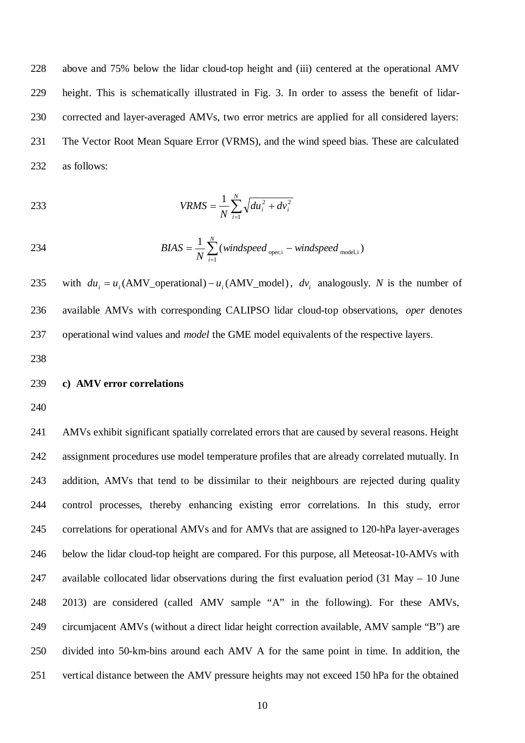above and 75% below the lidar cloud-top height and (iii) centered at the operational AMV height. This is schematically illustrated in Fig. 3. In order to assess the benefit of lidar-corrected and layer-averaged AMVs, two error metrics are applied for all considered layers: The Vector Root Mean Square Error (VRMS), and the wind speed bias. These are calculated as follows:

$$VRMS = \frac{1}{N}\sum_{i=1}^{N}\sqrt{du_i^2 + dv_i^2}$$

$$BIAS = \frac{1}{N}\sum_{i=1}^{N}(windspeed_{\mathrm{oper,i}} - windspeed_{\mathrm{model,i}})$$

with $du_i = u_i(\mathrm{AMV\_operational}) - u_i(\mathrm{AMV\_model})$, $dv_i$ analogously. $N$ is the number of available AMVs with corresponding CALIPSO lidar cloud-top observations, *oper* denotes operational wind values and *model* the GME model equivalents of the respective layers.

### c) AMV error correlations

AMVs exhibit significant spatially correlated errors that are caused by several reasons. Height assignment procedures use model temperature profiles that are already correlated mutually. In addition, AMVs that tend to be dissimilar to their neighbours are rejected during quality control processes, thereby enhancing existing error correlations. In this study, error correlations for operational AMVs and for AMVs that are assigned to 120-hPa layer-averages below the lidar cloud-top height are compared. For this purpose, all Meteosat-10-AMVs with available collocated lidar observations during the first evaluation period (31 May – 10 June 2013) are considered (called AMV sample "A" in the following). For these AMVs, circumjacent AMVs (without a direct lidar height correction available, AMV sample "B") are divided into 50-km-bins around each AMV A for the same point in time. In addition, the vertical distance between the AMV pressure heights may not exceed 150 hPa for the obtained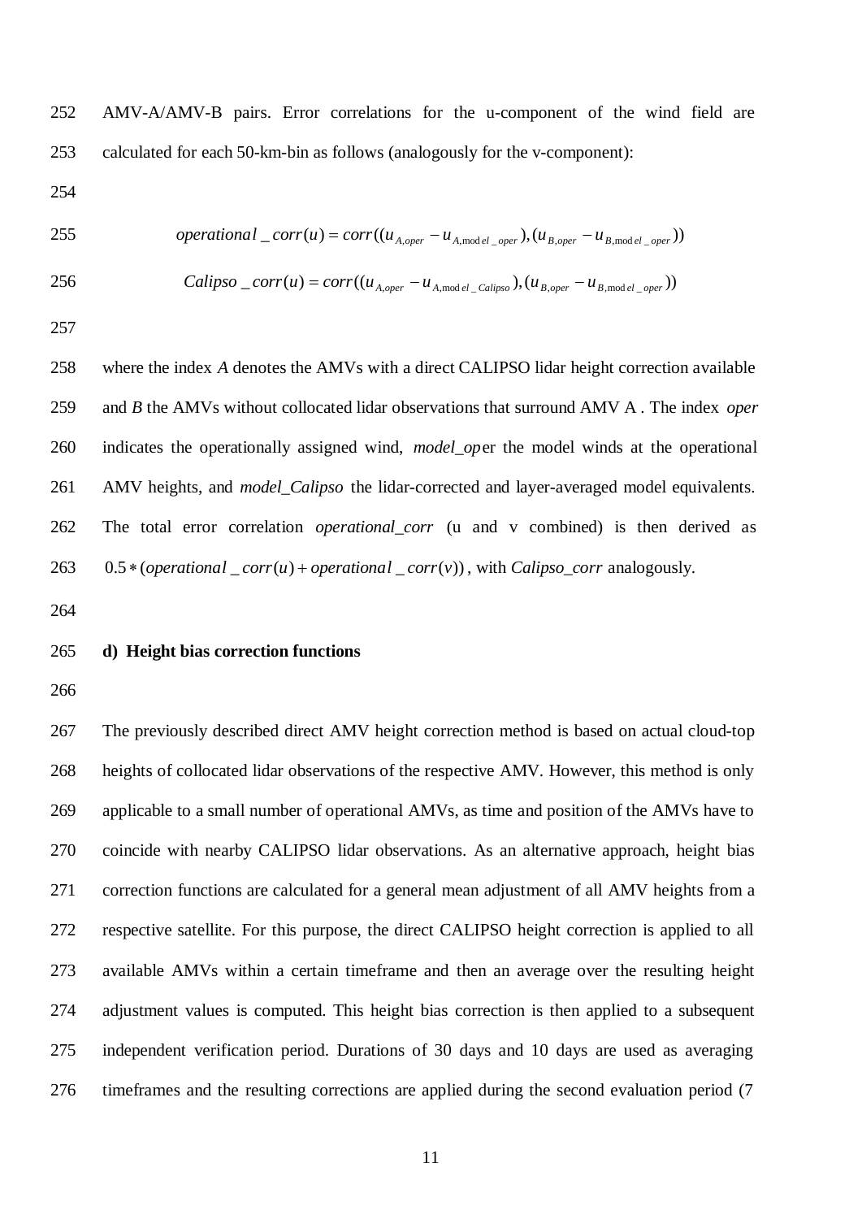AMV-A/AMV-B pairs. Error correlations for the u-component of the wind field are calculated for each 50-km-bin as follows (analogously for the v-component):

$$operational\_corr(u) = corr((u_{A,oper} - u_{A,model\_oper}), (u_{B,oper} - u_{B,model\_oper}))$$

$$Calipso\_corr(u) = corr((u_{A,oper} - u_{A,model\_Calipso}), (u_{B,oper} - u_{B,model\_oper}))$$

where the index *A* denotes the AMVs with a direct CALIPSO lidar height correction available and *B* the AMVs without collocated lidar observations that surround AMV A . The index *oper* indicates the operationally assigned wind, *model_op*er the model winds at the operational AMV heights, and *model_Calipso* the lidar-corrected and layer-averaged model equivalents. The total error correlation *operational_corr* (u and v combined) is then derived as $0.5 * (operational\_corr(u) + operational\_corr(v))$, with *Calipso_corr* analogously.

**d) Height bias correction functions**

The previously described direct AMV height correction method is based on actual cloud-top heights of collocated lidar observations of the respective AMV. However, this method is only applicable to a small number of operational AMVs, as time and position of the AMVs have to coincide with nearby CALIPSO lidar observations. As an alternative approach, height bias correction functions are calculated for a general mean adjustment of all AMV heights from a respective satellite. For this purpose, the direct CALIPSO height correction is applied to all available AMVs within a certain timeframe and then an average over the resulting height adjustment values is computed. This height bias correction is then applied to a subsequent independent verification period. Durations of 30 days and 10 days are used as averaging timeframes and the resulting corrections are applied during the second evaluation period (7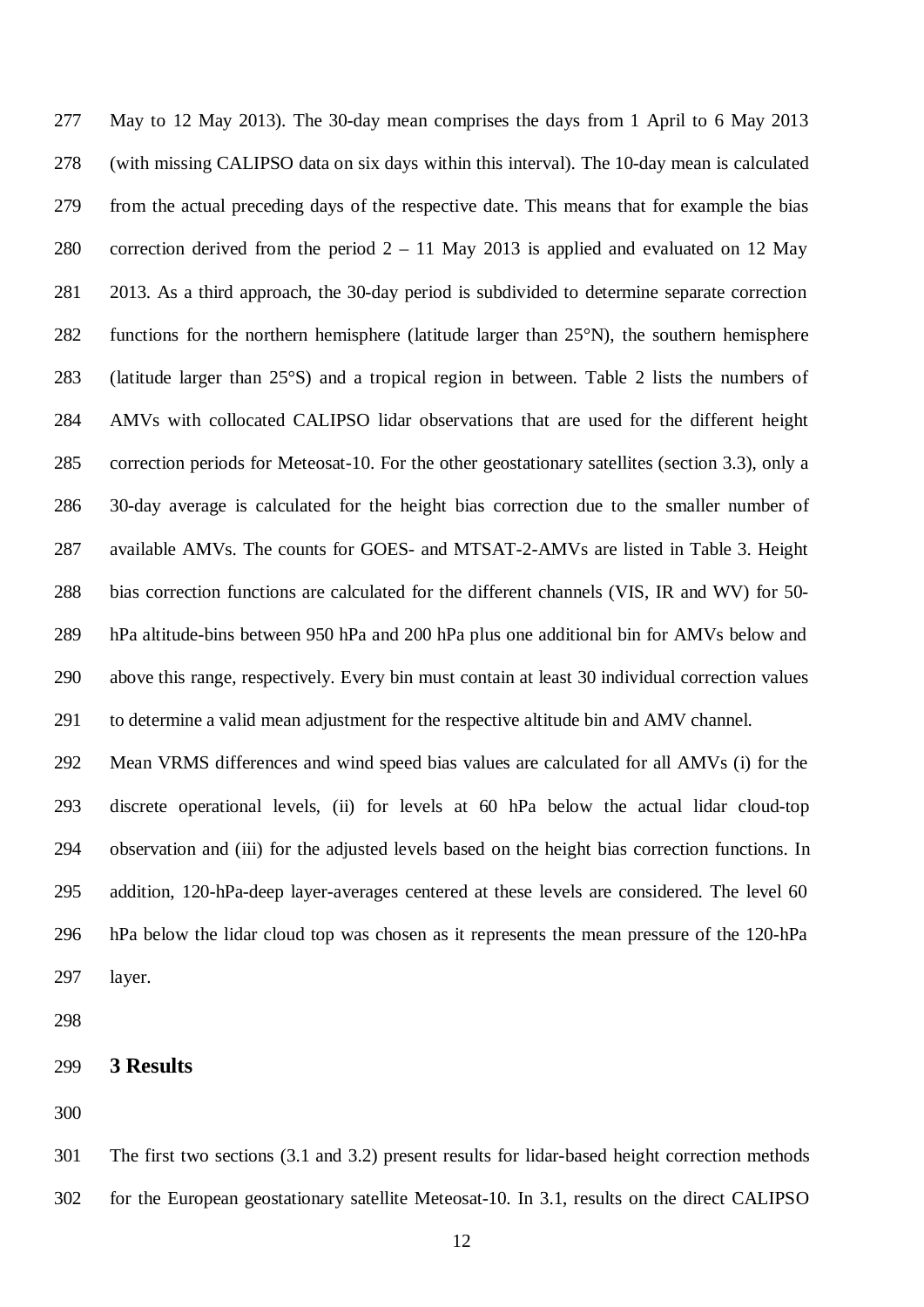May to 12 May 2013). The 30-day mean comprises the days from 1 April to 6 May 2013 (with missing CALIPSO data on six days within this interval). The 10-day mean is calculated from the actual preceding days of the respective date. This means that for example the bias correction derived from the period 2 – 11 May 2013 is applied and evaluated on 12 May 2013. As a third approach, the 30-day period is subdivided to determine separate correction functions for the northern hemisphere (latitude larger than 25°N), the southern hemisphere (latitude larger than 25°S) and a tropical region in between. Table 2 lists the numbers of AMVs with collocated CALIPSO lidar observations that are used for the different height correction periods for Meteosat-10. For the other geostationary satellites (section 3.3), only a 30-day average is calculated for the height bias correction due to the smaller number of available AMVs. The counts for GOES- and MTSAT-2-AMVs are listed in Table 3. Height bias correction functions are calculated for the different channels (VIS, IR and WV) for 50-hPa altitude-bins between 950 hPa and 200 hPa plus one additional bin for AMVs below and above this range, respectively. Every bin must contain at least 30 individual correction values to determine a valid mean adjustment for the respective altitude bin and AMV channel.

Mean VRMS differences and wind speed bias values are calculated for all AMVs (i) for the discrete operational levels, (ii) for levels at 60 hPa below the actual lidar cloud-top observation and (iii) for the adjusted levels based on the height bias correction functions. In addition, 120-hPa-deep layer-averages centered at these levels are considered. The level 60 hPa below the lidar cloud top was chosen as it represents the mean pressure of the 120-hPa layer.

# 3 Results

The first two sections (3.1 and 3.2) present results for lidar-based height correction methods for the European geostationary satellite Meteosat-10. In 3.1, results on the direct CALIPSO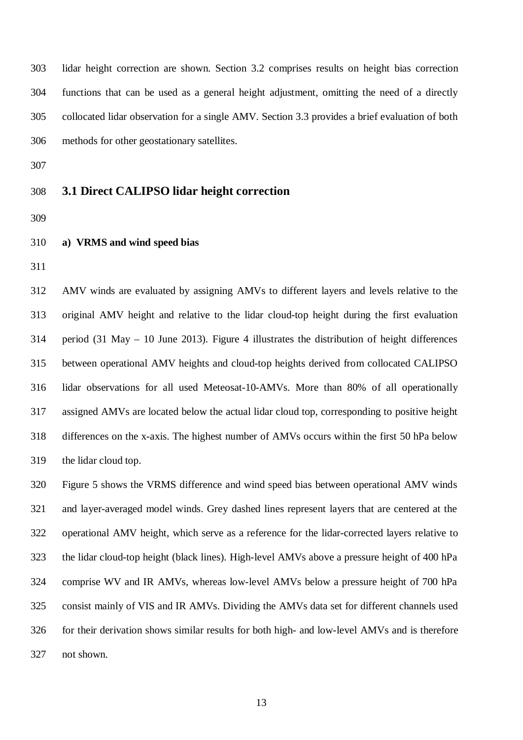lidar height correction are shown. Section 3.2 comprises results on height bias correction functions that can be used as a general height adjustment, omitting the need of a directly collocated lidar observation for a single AMV. Section 3.3 provides a brief evaluation of both methods for other geostationary satellites.

## 3.1 Direct CALIPSO lidar height correction

### a) VRMS and wind speed bias

AMV winds are evaluated by assigning AMVs to different layers and levels relative to the original AMV height and relative to the lidar cloud-top height during the first evaluation period (31 May – 10 June 2013). Figure 4 illustrates the distribution of height differences between operational AMV heights and cloud-top heights derived from collocated CALIPSO lidar observations for all used Meteosat-10-AMVs. More than 80% of all operationally assigned AMVs are located below the actual lidar cloud top, corresponding to positive height differences on the x-axis. The highest number of AMVs occurs within the first 50 hPa below the lidar cloud top.

Figure 5 shows the VRMS difference and wind speed bias between operational AMV winds and layer-averaged model winds. Grey dashed lines represent layers that are centered at the operational AMV height, which serve as a reference for the lidar-corrected layers relative to the lidar cloud-top height (black lines). High-level AMVs above a pressure height of 400 hPa comprise WV and IR AMVs, whereas low-level AMVs below a pressure height of 700 hPa consist mainly of VIS and IR AMVs. Dividing the AMVs data set for different channels used for their derivation shows similar results for both high- and low-level AMVs and is therefore not shown.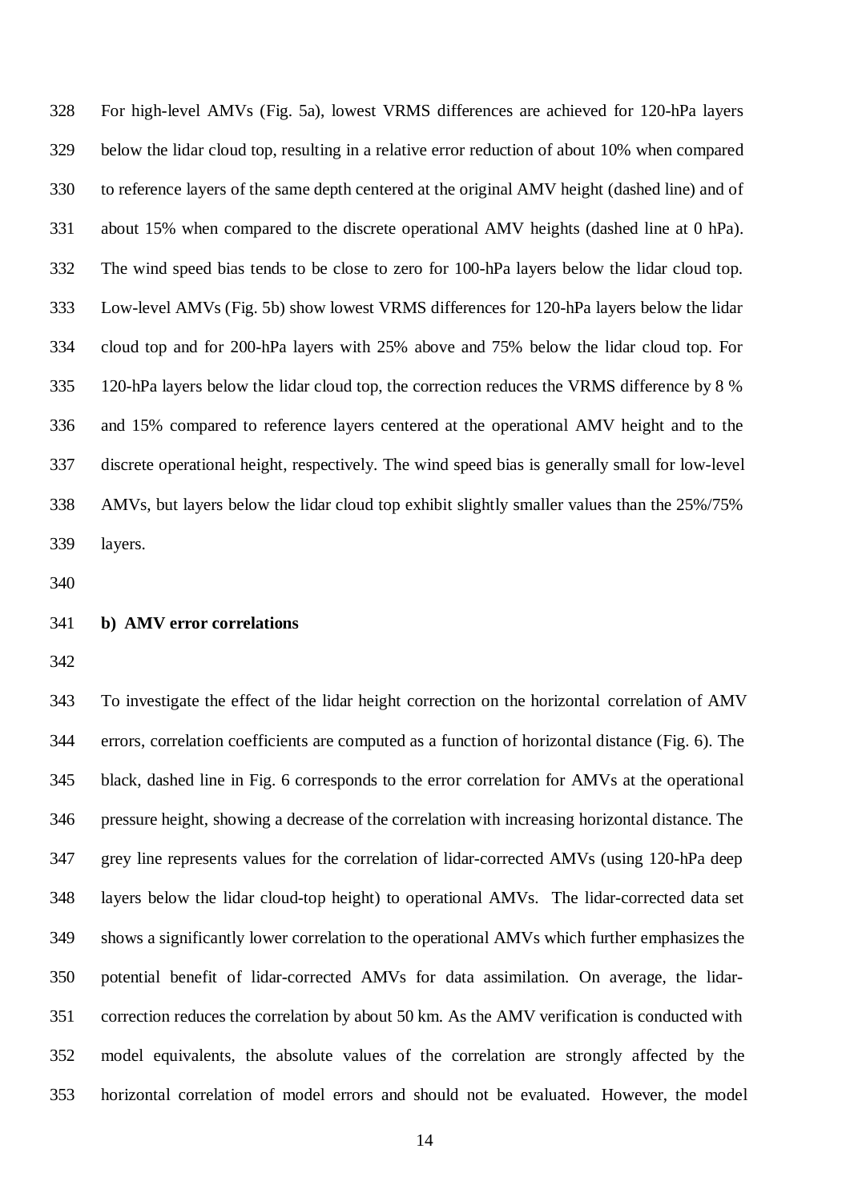For high-level AMVs (Fig. 5a), lowest VRMS differences are achieved for 120-hPa layers below the lidar cloud top, resulting in a relative error reduction of about 10% when compared to reference layers of the same depth centered at the original AMV height (dashed line) and of about 15% when compared to the discrete operational AMV heights (dashed line at 0 hPa). The wind speed bias tends to be close to zero for 100-hPa layers below the lidar cloud top. Low-level AMVs (Fig. 5b) show lowest VRMS differences for 120-hPa layers below the lidar cloud top and for 200-hPa layers with 25% above and 75% below the lidar cloud top. For 120-hPa layers below the lidar cloud top, the correction reduces the VRMS difference by 8 % and 15% compared to reference layers centered at the operational AMV height and to the discrete operational height, respectively. The wind speed bias is generally small for low-level AMVs, but layers below the lidar cloud top exhibit slightly smaller values than the 25%/75% layers.

### b) AMV error correlations

To investigate the effect of the lidar height correction on the horizontal correlation of AMV errors, correlation coefficients are computed as a function of horizontal distance (Fig. 6). The black, dashed line in Fig. 6 corresponds to the error correlation for AMVs at the operational pressure height, showing a decrease of the correlation with increasing horizontal distance. The grey line represents values for the correlation of lidar-corrected AMVs (using 120-hPa deep layers below the lidar cloud-top height) to operational AMVs. The lidar-corrected data set shows a significantly lower correlation to the operational AMVs which further emphasizes the potential benefit of lidar-corrected AMVs for data assimilation. On average, the lidar-correction reduces the correlation by about 50 km. As the AMV verification is conducted with model equivalents, the absolute values of the correlation are strongly affected by the horizontal correlation of model errors and should not be evaluated. However, the model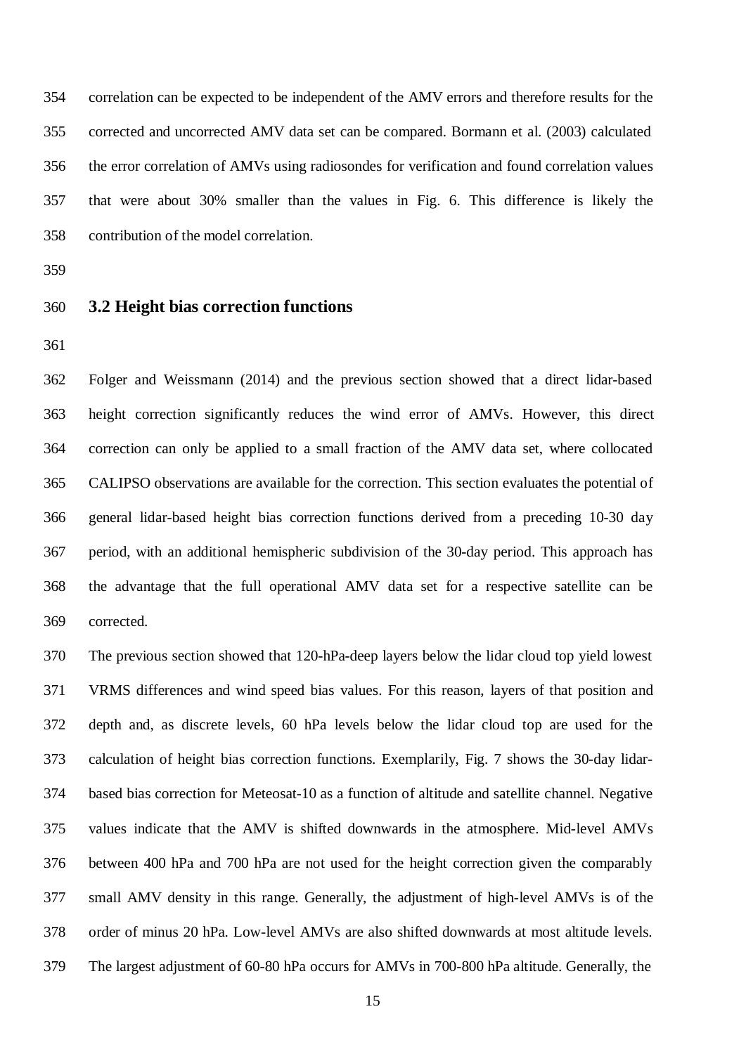correlation can be expected to be independent of the AMV errors and therefore results for the corrected and uncorrected AMV data set can be compared. Bormann et al. (2003) calculated the error correlation of AMVs using radiosondes for verification and found correlation values that were about 30% smaller than the values in Fig. 6. This difference is likely the contribution of the model correlation.

## 3.2 Height bias correction functions

Folger and Weissmann (2014) and the previous section showed that a direct lidar-based height correction significantly reduces the wind error of AMVs. However, this direct correction can only be applied to a small fraction of the AMV data set, where collocated CALIPSO observations are available for the correction. This section evaluates the potential of general lidar-based height bias correction functions derived from a preceding 10-30 day period, with an additional hemispheric subdivision of the 30-day period. This approach has the advantage that the full operational AMV data set for a respective satellite can be corrected.

The previous section showed that 120-hPa-deep layers below the lidar cloud top yield lowest VRMS differences and wind speed bias values. For this reason, layers of that position and depth and, as discrete levels, 60 hPa levels below the lidar cloud top are used for the calculation of height bias correction functions. Exemplarily, Fig. 7 shows the 30-day lidar-based bias correction for Meteosat-10 as a function of altitude and satellite channel. Negative values indicate that the AMV is shifted downwards in the atmosphere. Mid-level AMVs between 400 hPa and 700 hPa are not used for the height correction given the comparably small AMV density in this range. Generally, the adjustment of high-level AMVs is of the order of minus 20 hPa. Low-level AMVs are also shifted downwards at most altitude levels. The largest adjustment of 60-80 hPa occurs for AMVs in 700-800 hPa altitude. Generally, the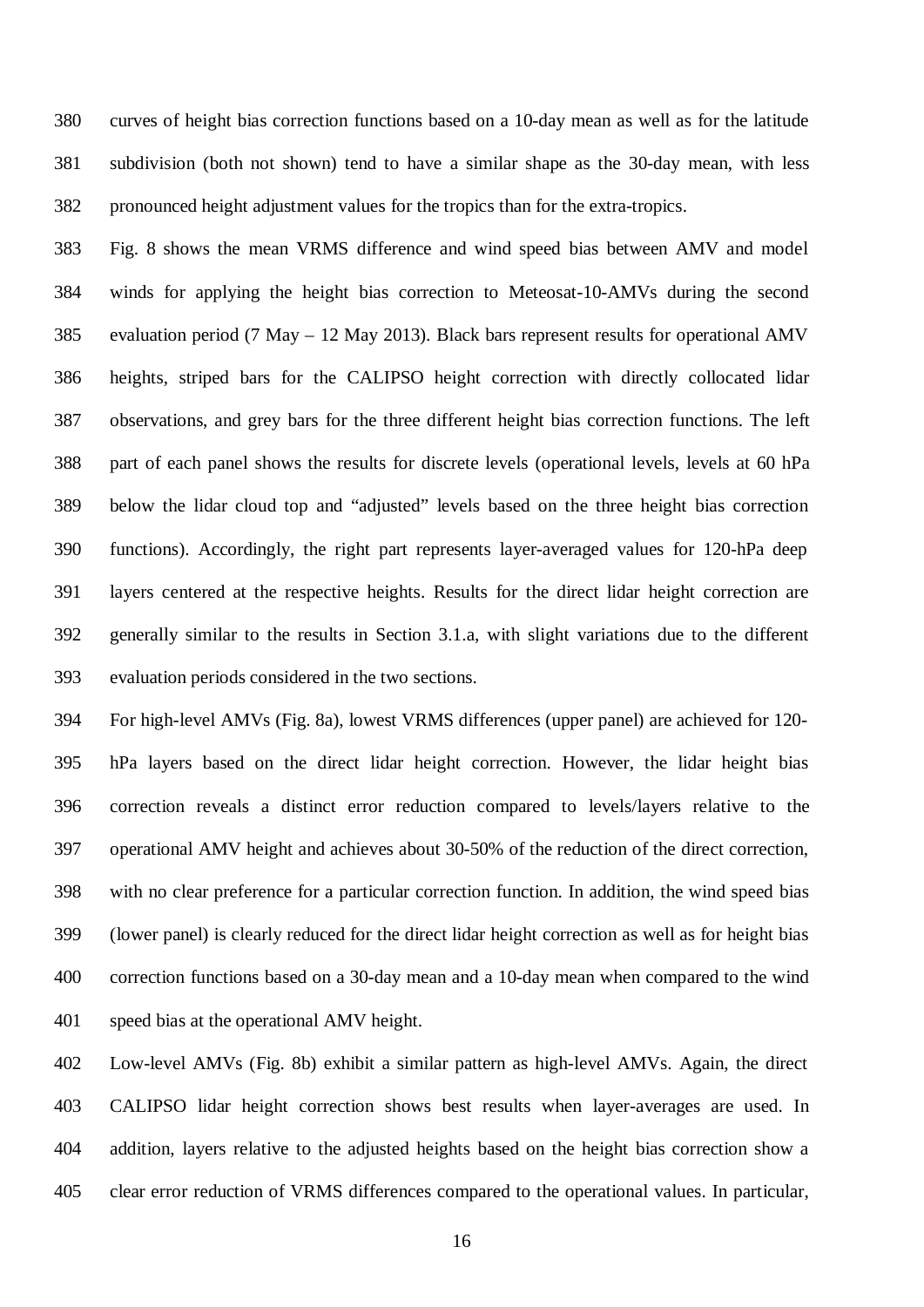curves of height bias correction functions based on a 10-day mean as well as for the latitude subdivision (both not shown) tend to have a similar shape as the 30-day mean, with less pronounced height adjustment values for the tropics than for the extra-tropics.

Fig. 8 shows the mean VRMS difference and wind speed bias between AMV and model winds for applying the height bias correction to Meteosat-10-AMVs during the second evaluation period (7 May – 12 May 2013). Black bars represent results for operational AMV heights, striped bars for the CALIPSO height correction with directly collocated lidar observations, and grey bars for the three different height bias correction functions. The left part of each panel shows the results for discrete levels (operational levels, levels at 60 hPa below the lidar cloud top and "adjusted" levels based on the three height bias correction functions). Accordingly, the right part represents layer-averaged values for 120-hPa deep layers centered at the respective heights. Results for the direct lidar height correction are generally similar to the results in Section 3.1.a, with slight variations due to the different evaluation periods considered in the two sections.

For high-level AMVs (Fig. 8a), lowest VRMS differences (upper panel) are achieved for 120-hPa layers based on the direct lidar height correction. However, the lidar height bias correction reveals a distinct error reduction compared to levels/layers relative to the operational AMV height and achieves about 30-50% of the reduction of the direct correction, with no clear preference for a particular correction function. In addition, the wind speed bias (lower panel) is clearly reduced for the direct lidar height correction as well as for height bias correction functions based on a 30-day mean and a 10-day mean when compared to the wind speed bias at the operational AMV height.

Low-level AMVs (Fig. 8b) exhibit a similar pattern as high-level AMVs. Again, the direct CALIPSO lidar height correction shows best results when layer-averages are used. In addition, layers relative to the adjusted heights based on the height bias correction show a clear error reduction of VRMS differences compared to the operational values. In particular,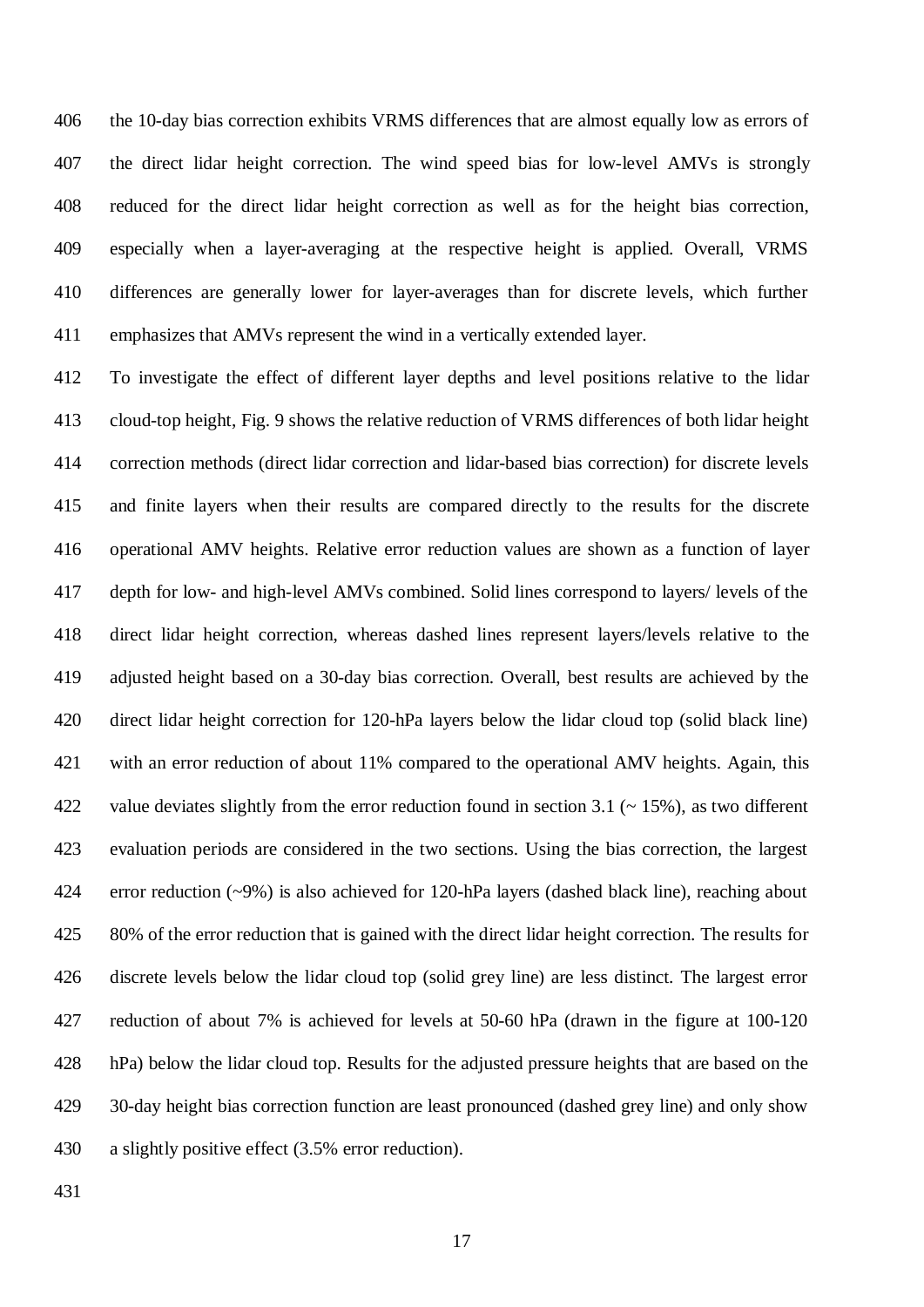the 10-day bias correction exhibits VRMS differences that are almost equally low as errors of the direct lidar height correction. The wind speed bias for low-level AMVs is strongly reduced for the direct lidar height correction as well as for the height bias correction, especially when a layer-averaging at the respective height is applied. Overall, VRMS differences are generally lower for layer-averages than for discrete levels, which further emphasizes that AMVs represent the wind in a vertically extended layer.

To investigate the effect of different layer depths and level positions relative to the lidar cloud-top height, Fig. 9 shows the relative reduction of VRMS differences of both lidar height correction methods (direct lidar correction and lidar-based bias correction) for discrete levels and finite layers when their results are compared directly to the results for the discrete operational AMV heights. Relative error reduction values are shown as a function of layer depth for low- and high-level AMVs combined. Solid lines correspond to layers/ levels of the direct lidar height correction, whereas dashed lines represent layers/levels relative to the adjusted height based on a 30-day bias correction. Overall, best results are achieved by the direct lidar height correction for 120-hPa layers below the lidar cloud top (solid black line) with an error reduction of about 11% compared to the operational AMV heights. Again, this value deviates slightly from the error reduction found in section 3.1 (~ 15%), as two different evaluation periods are considered in the two sections. Using the bias correction, the largest error reduction (~9%) is also achieved for 120-hPa layers (dashed black line), reaching about 80% of the error reduction that is gained with the direct lidar height correction. The results for discrete levels below the lidar cloud top (solid grey line) are less distinct. The largest error reduction of about 7% is achieved for levels at 50-60 hPa (drawn in the figure at 100-120 hPa) below the lidar cloud top. Results for the adjusted pressure heights that are based on the 30-day height bias correction function are least pronounced (dashed grey line) and only show a slightly positive effect (3.5% error reduction).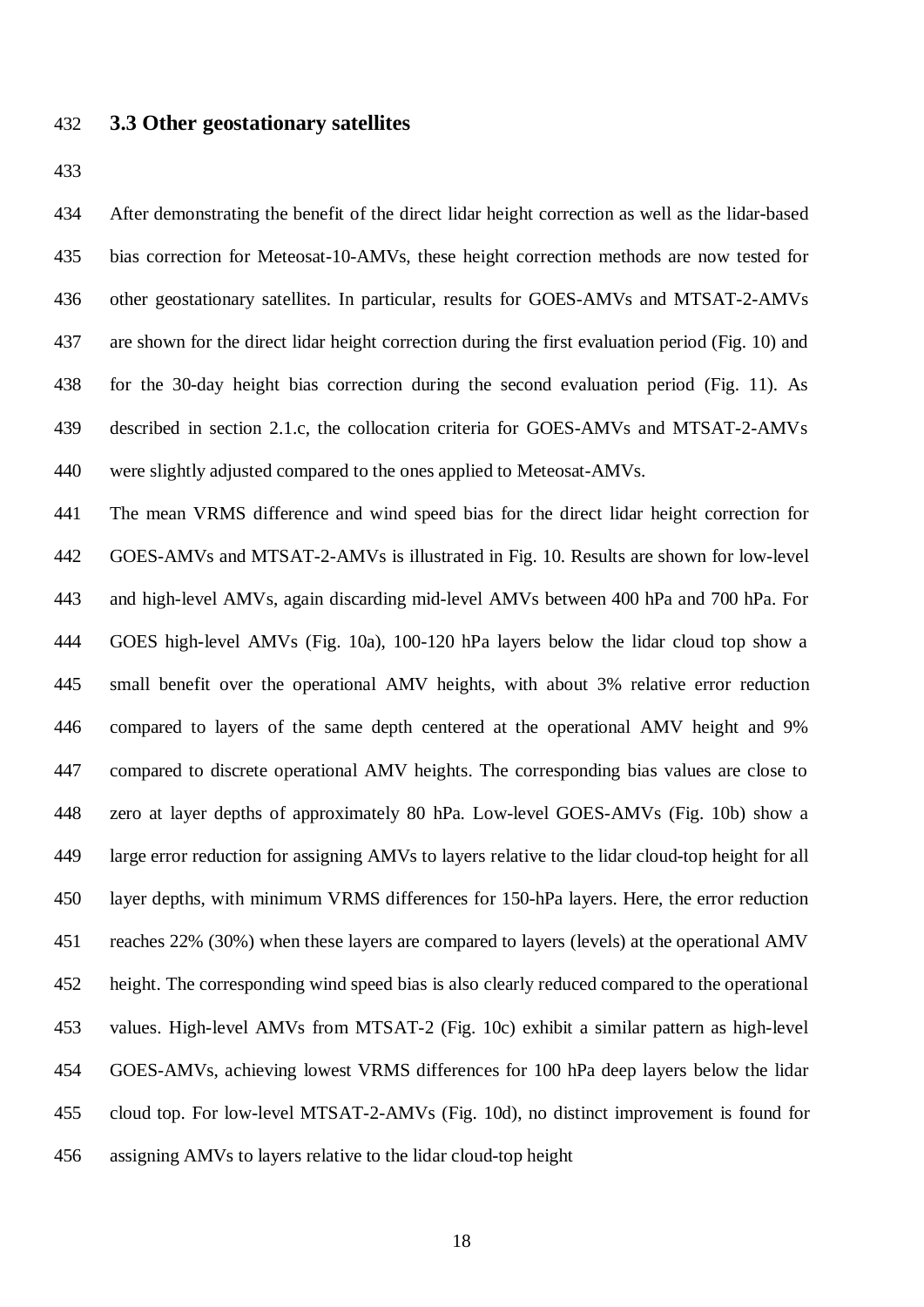### 3.3 Other geostationary satellites

After demonstrating the benefit of the direct lidar height correction as well as the lidar-based bias correction for Meteosat-10-AMVs, these height correction methods are now tested for other geostationary satellites. In particular, results for GOES-AMVs and MTSAT-2-AMVs are shown for the direct lidar height correction during the first evaluation period (Fig. 10) and for the 30-day height bias correction during the second evaluation period (Fig. 11). As described in section 2.1.c, the collocation criteria for GOES-AMVs and MTSAT-2-AMVs were slightly adjusted compared to the ones applied to Meteosat-AMVs.

The mean VRMS difference and wind speed bias for the direct lidar height correction for GOES-AMVs and MTSAT-2-AMVs is illustrated in Fig. 10. Results are shown for low-level and high-level AMVs, again discarding mid-level AMVs between 400 hPa and 700 hPa. For GOES high-level AMVs (Fig. 10a), 100-120 hPa layers below the lidar cloud top show a small benefit over the operational AMV heights, with about 3% relative error reduction compared to layers of the same depth centered at the operational AMV height and 9% compared to discrete operational AMV heights. The corresponding bias values are close to zero at layer depths of approximately 80 hPa. Low-level GOES-AMVs (Fig. 10b) show a large error reduction for assigning AMVs to layers relative to the lidar cloud-top height for all layer depths, with minimum VRMS differences for 150-hPa layers. Here, the error reduction reaches 22% (30%) when these layers are compared to layers (levels) at the operational AMV height. The corresponding wind speed bias is also clearly reduced compared to the operational values. High-level AMVs from MTSAT-2 (Fig. 10c) exhibit a similar pattern as high-level GOES-AMVs, achieving lowest VRMS differences for 100 hPa deep layers below the lidar cloud top. For low-level MTSAT-2-AMVs (Fig. 10d), no distinct improvement is found for assigning AMVs to layers relative to the lidar cloud-top height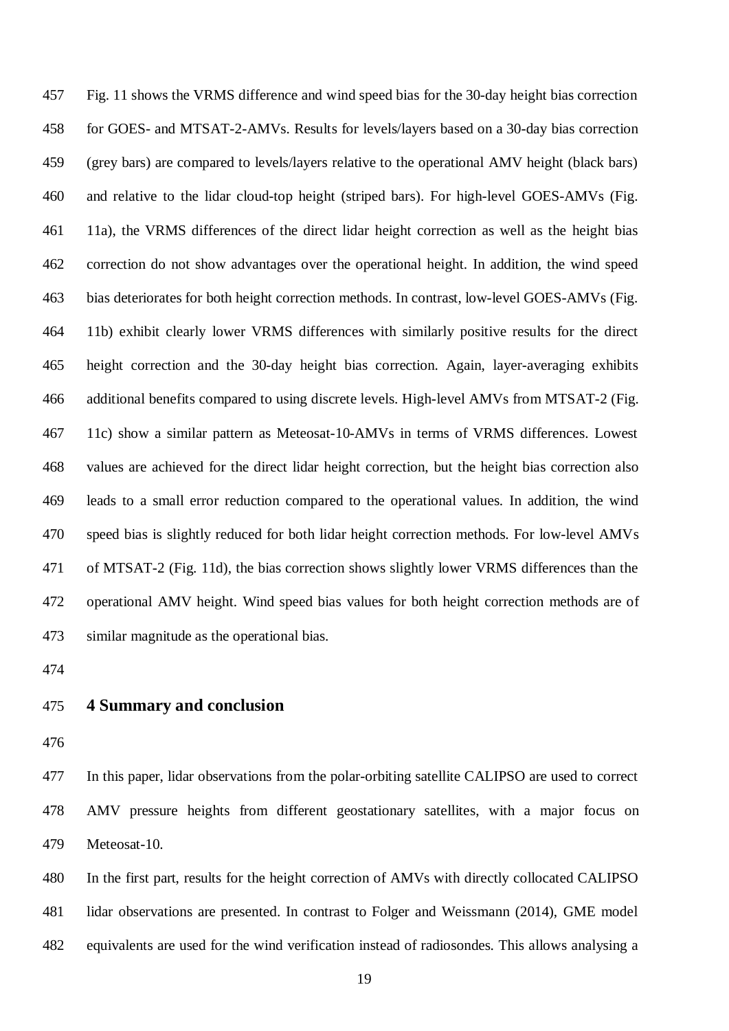Fig. 11 shows the VRMS difference and wind speed bias for the 30-day height bias correction for GOES- and MTSAT-2-AMVs. Results for levels/layers based on a 30-day bias correction (grey bars) are compared to levels/layers relative to the operational AMV height (black bars) and relative to the lidar cloud-top height (striped bars). For high-level GOES-AMVs (Fig. 11a), the VRMS differences of the direct lidar height correction as well as the height bias correction do not show advantages over the operational height. In addition, the wind speed bias deteriorates for both height correction methods. In contrast, low-level GOES-AMVs (Fig. 11b) exhibit clearly lower VRMS differences with similarly positive results for the direct height correction and the 30-day height bias correction. Again, layer-averaging exhibits additional benefits compared to using discrete levels. High-level AMVs from MTSAT-2 (Fig. 11c) show a similar pattern as Meteosat-10-AMVs in terms of VRMS differences. Lowest values are achieved for the direct lidar height correction, but the height bias correction also leads to a small error reduction compared to the operational values. In addition, the wind speed bias is slightly reduced for both lidar height correction methods. For low-level AMVs of MTSAT-2 (Fig. 11d), the bias correction shows slightly lower VRMS differences than the operational AMV height. Wind speed bias values for both height correction methods are of similar magnitude as the operational bias.

## 4 Summary and conclusion

In this paper, lidar observations from the polar-orbiting satellite CALIPSO are used to correct AMV pressure heights from different geostationary satellites, with a major focus on Meteosat-10.

In the first part, results for the height correction of AMVs with directly collocated CALIPSO lidar observations are presented. In contrast to Folger and Weissmann (2014), GME model equivalents are used for the wind verification instead of radiosondes. This allows analysing a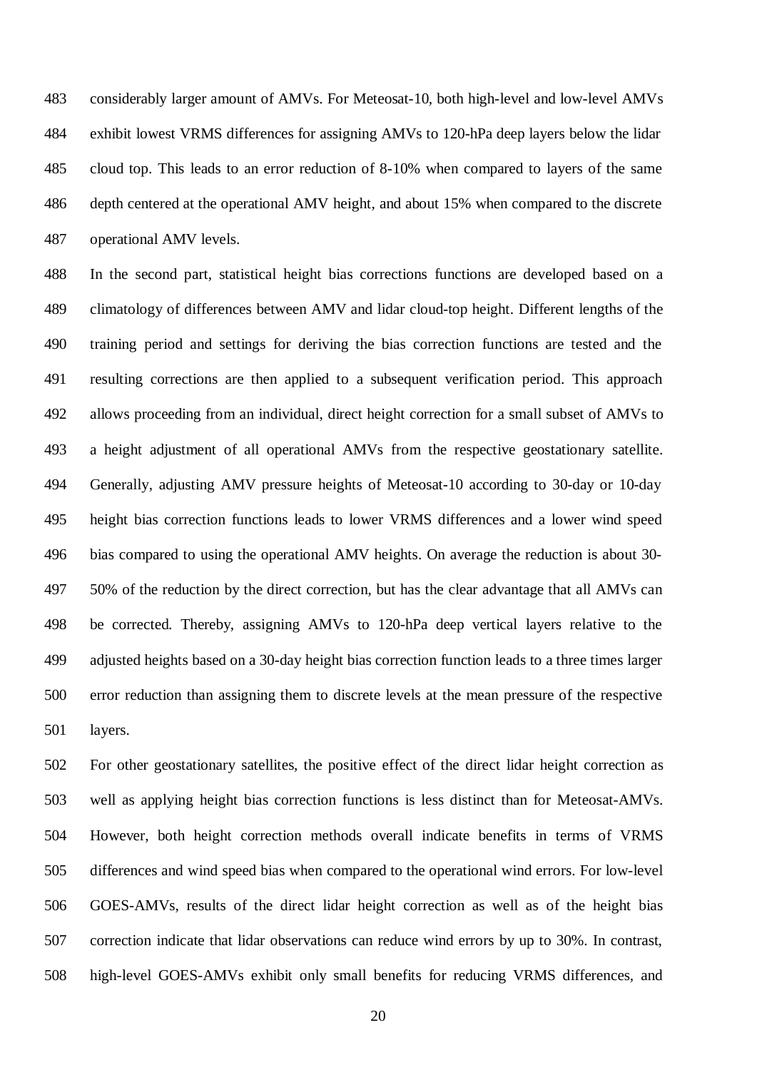considerably larger amount of AMVs. For Meteosat-10, both high-level and low-level AMVs exhibit lowest VRMS differences for assigning AMVs to 120-hPa deep layers below the lidar cloud top. This leads to an error reduction of 8-10% when compared to layers of the same depth centered at the operational AMV height, and about 15% when compared to the discrete operational AMV levels.

In the second part, statistical height bias corrections functions are developed based on a climatology of differences between AMV and lidar cloud-top height. Different lengths of the training period and settings for deriving the bias correction functions are tested and the resulting corrections are then applied to a subsequent verification period. This approach allows proceeding from an individual, direct height correction for a small subset of AMVs to a height adjustment of all operational AMVs from the respective geostationary satellite. Generally, adjusting AMV pressure heights of Meteosat-10 according to 30-day or 10-day height bias correction functions leads to lower VRMS differences and a lower wind speed bias compared to using the operational AMV heights. On average the reduction is about 30-50% of the reduction by the direct correction, but has the clear advantage that all AMVs can be corrected. Thereby, assigning AMVs to 120-hPa deep vertical layers relative to the adjusted heights based on a 30-day height bias correction function leads to a three times larger error reduction than assigning them to discrete levels at the mean pressure of the respective layers.

For other geostationary satellites, the positive effect of the direct lidar height correction as well as applying height bias correction functions is less distinct than for Meteosat-AMVs. However, both height correction methods overall indicate benefits in terms of VRMS differences and wind speed bias when compared to the operational wind errors. For low-level GOES-AMVs, results of the direct lidar height correction as well as of the height bias correction indicate that lidar observations can reduce wind errors by up to 30%. In contrast, high-level GOES-AMVs exhibit only small benefits for reducing VRMS differences, and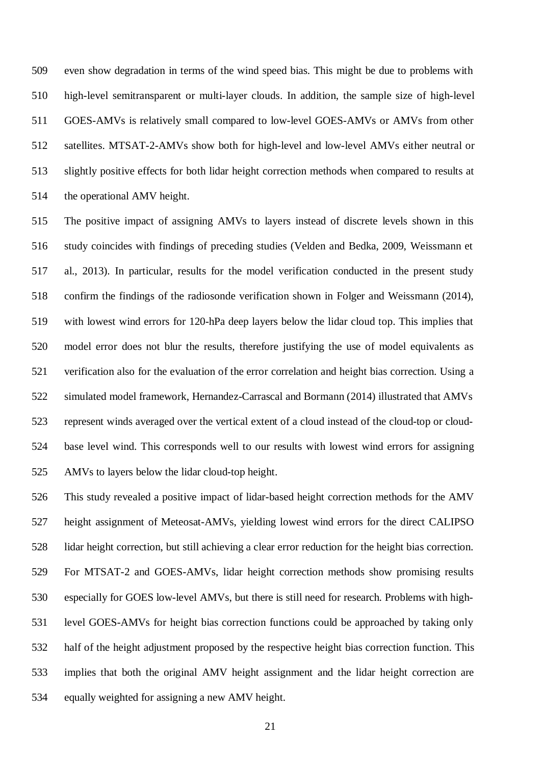even show degradation in terms of the wind speed bias. This might be due to problems with high-level semitransparent or multi-layer clouds. In addition, the sample size of high-level GOES-AMVs is relatively small compared to low-level GOES-AMVs or AMVs from other satellites. MTSAT-2-AMVs show both for high-level and low-level AMVs either neutral or slightly positive effects for both lidar height correction methods when compared to results at the operational AMV height.

The positive impact of assigning AMVs to layers instead of discrete levels shown in this study coincides with findings of preceding studies (Velden and Bedka, 2009, Weissmann et al., 2013). In particular, results for the model verification conducted in the present study confirm the findings of the radiosonde verification shown in Folger and Weissmann (2014), with lowest wind errors for 120-hPa deep layers below the lidar cloud top. This implies that model error does not blur the results, therefore justifying the use of model equivalents as verification also for the evaluation of the error correlation and height bias correction. Using a simulated model framework, Hernandez-Carrascal and Bormann (2014) illustrated that AMVs represent winds averaged over the vertical extent of a cloud instead of the cloud-top or cloud-base level wind. This corresponds well to our results with lowest wind errors for assigning AMVs to layers below the lidar cloud-top height.

This study revealed a positive impact of lidar-based height correction methods for the AMV height assignment of Meteosat-AMVs, yielding lowest wind errors for the direct CALIPSO lidar height correction, but still achieving a clear error reduction for the height bias correction. For MTSAT-2 and GOES-AMVs, lidar height correction methods show promising results especially for GOES low-level AMVs, but there is still need for research. Problems with high-level GOES-AMVs for height bias correction functions could be approached by taking only half of the height adjustment proposed by the respective height bias correction function. This implies that both the original AMV height assignment and the lidar height correction are equally weighted for assigning a new AMV height.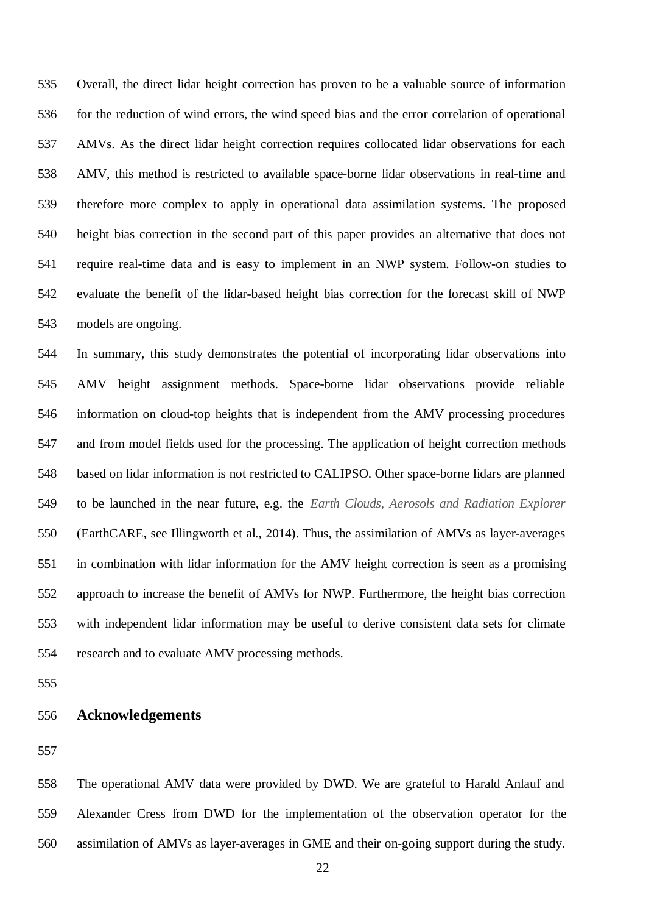Overall, the direct lidar height correction has proven to be a valuable source of information for the reduction of wind errors, the wind speed bias and the error correlation of operational AMVs. As the direct lidar height correction requires collocated lidar observations for each AMV, this method is restricted to available space-borne lidar observations in real-time and therefore more complex to apply in operational data assimilation systems. The proposed height bias correction in the second part of this paper provides an alternative that does not require real-time data and is easy to implement in an NWP system. Follow-on studies to evaluate the benefit of the lidar-based height bias correction for the forecast skill of NWP models are ongoing.

In summary, this study demonstrates the potential of incorporating lidar observations into AMV height assignment methods. Space-borne lidar observations provide reliable information on cloud-top heights that is independent from the AMV processing procedures and from model fields used for the processing. The application of height correction methods based on lidar information is not restricted to CALIPSO. Other space-borne lidars are planned to be launched in the near future, e.g. the *Earth Clouds, Aerosols and Radiation Explorer* (EarthCARE, see Illingworth et al., 2014). Thus, the assimilation of AMVs as layer-averages in combination with lidar information for the AMV height correction is seen as a promising approach to increase the benefit of AMVs for NWP. Furthermore, the height bias correction with independent lidar information may be useful to derive consistent data sets for climate research and to evaluate AMV processing methods.

## Acknowledgements

The operational AMV data were provided by DWD. We are grateful to Harald Anlauf and Alexander Cress from DWD for the implementation of the observation operator for the assimilation of AMVs as layer-averages in GME and their on-going support during the study.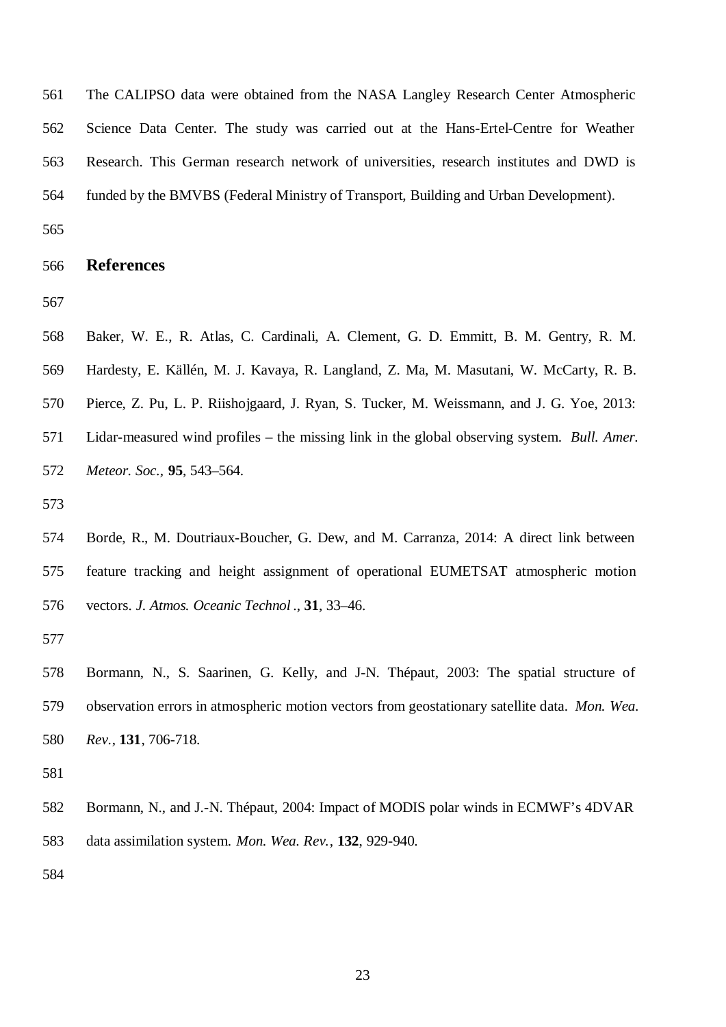The CALIPSO data were obtained from the NASA Langley Research Center Atmospheric Science Data Center. The study was carried out at the Hans-Ertel-Centre for Weather Research. This German research network of universities, research institutes and DWD is funded by the BMVBS (Federal Ministry of Transport, Building and Urban Development).

## References

Baker, W. E., R. Atlas, C. Cardinali, A. Clement, G. D. Emmitt, B. M. Gentry, R. M. Hardesty, E. Källén, M. J. Kavaya, R. Langland, Z. Ma, M. Masutani, W. McCarty, R. B. Pierce, Z. Pu, L. P. Riishojgaard, J. Ryan, S. Tucker, M. Weissmann, and J. G. Yoe, 2013: Lidar-measured wind profiles – the missing link in the global observing system. *Bull. Amer. Meteor. Soc.*, **95**, 543–564.

Borde, R., M. Doutriaux-Boucher, G. Dew, and M. Carranza, 2014: A direct link between feature tracking and height assignment of operational EUMETSAT atmospheric motion vectors. *J. Atmos. Oceanic Technol.*, **31**, 33–46.

Bormann, N., S. Saarinen, G. Kelly, and J-N. Thépaut, 2003: The spatial structure of observation errors in atmospheric motion vectors from geostationary satellite data. *Mon. Wea. Rev.*, **131**, 706-718.

Bormann, N., and J.-N. Thépaut, 2004: Impact of MODIS polar winds in ECMWF's 4DVAR data assimilation system. *Mon. Wea. Rev.*, **132**, 929-940.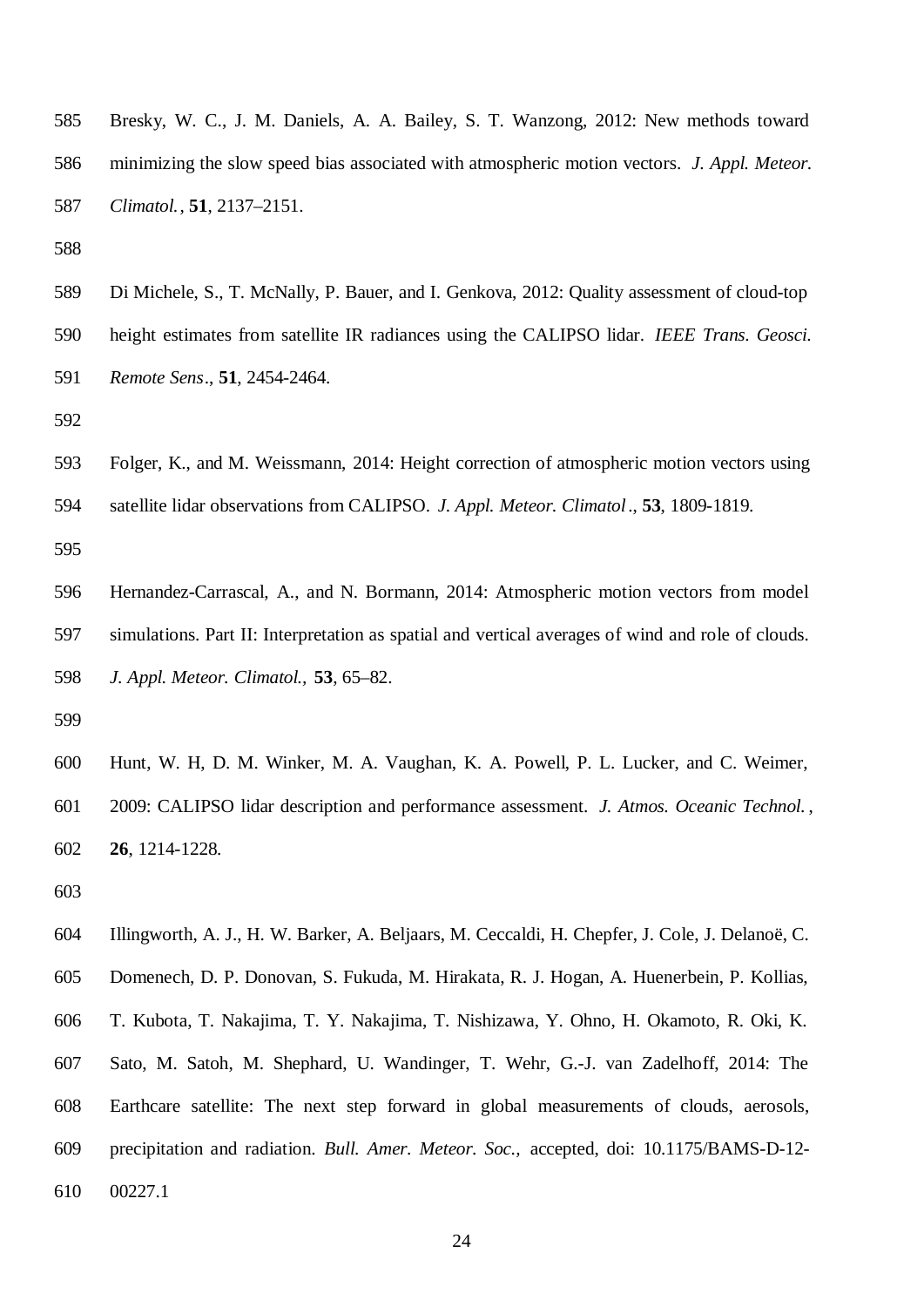Bresky, W. C., J. M. Daniels, A. A. Bailey, S. T. Wanzong, 2012: New methods toward minimizing the slow speed bias associated with atmospheric motion vectors. *J. Appl. Meteor. Climatol.*, **51**, 2137–2151.

Di Michele, S., T. McNally, P. Bauer, and I. Genkova, 2012: Quality assessment of cloud-top height estimates from satellite IR radiances using the CALIPSO lidar. *IEEE Trans. Geosci. Remote Sens*., **51**, 2454-2464.

Folger, K., and M. Weissmann, 2014: Height correction of atmospheric motion vectors using satellite lidar observations from CALIPSO. *J. Appl. Meteor. Climatol*., **53**, 1809-1819.

Hernandez-Carrascal, A., and N. Bormann, 2014: Atmospheric motion vectors from model simulations. Part II: Interpretation as spatial and vertical averages of wind and role of clouds. *J. Appl. Meteor. Climatol.,* **53**, 65–82.

Hunt, W. H, D. M. Winker, M. A. Vaughan, K. A. Powell, P. L. Lucker, and C. Weimer, 2009: CALIPSO lidar description and performance assessment. *J. Atmos. Oceanic Technol.*, **26**, 1214-1228.

Illingworth, A. J., H. W. Barker, A. Beljaars, M. Ceccaldi, H. Chepfer, J. Cole, J. Delanoë, C. Domenech, D. P. Donovan, S. Fukuda, M. Hirakata, R. J. Hogan, A. Huenerbein, P. Kollias, T. Kubota, T. Nakajima, T. Y. Nakajima, T. Nishizawa, Y. Ohno, H. Okamoto, R. Oki, K. Sato, M. Satoh, M. Shephard, U. Wandinger, T. Wehr, G.-J. van Zadelhoff, 2014: The Earthcare satellite: The next step forward in global measurements of clouds, aerosols, precipitation and radiation. *Bull. Amer. Meteor. Soc.,* accepted, doi: 10.1175/BAMS-D-12-00227.1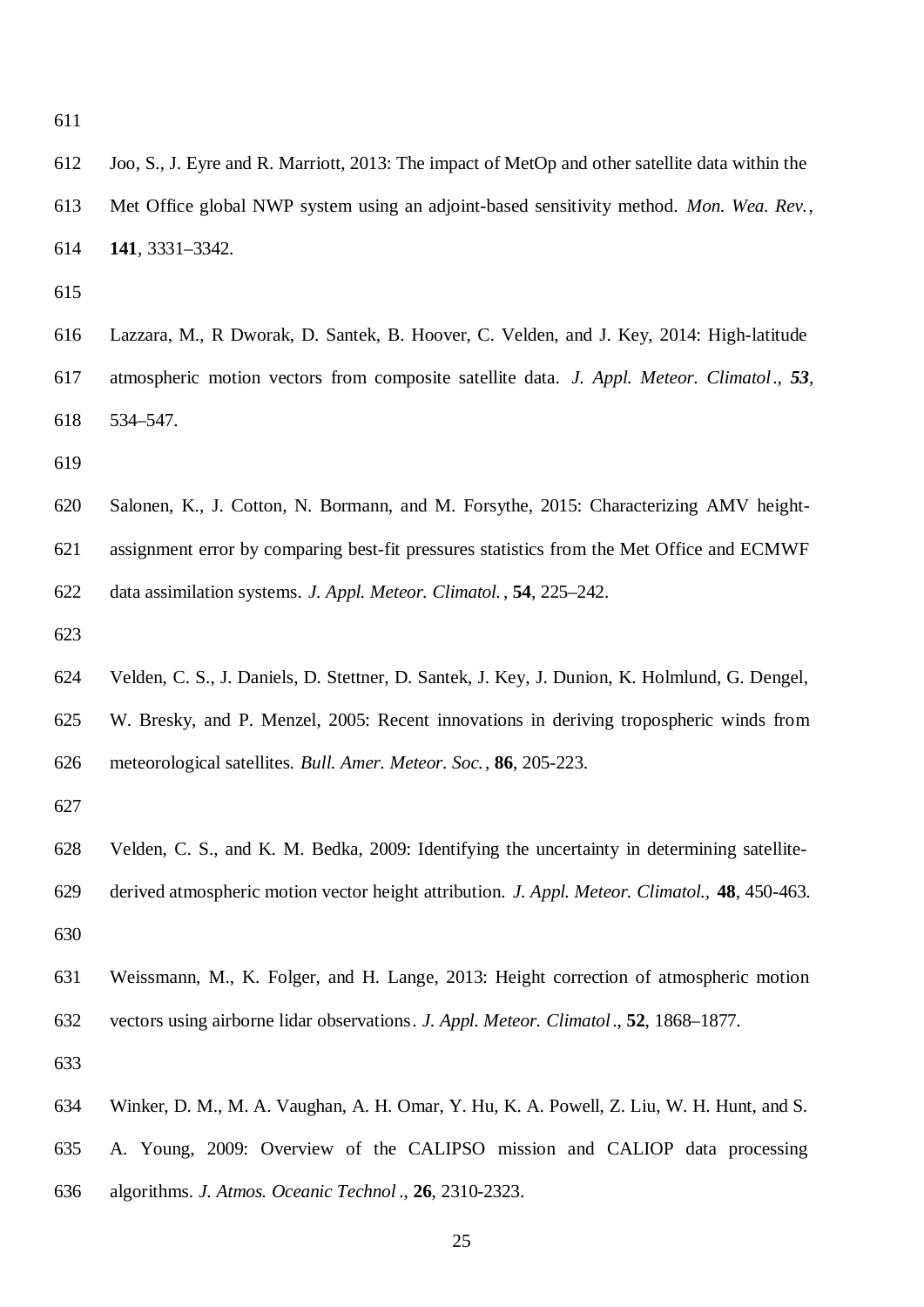Joo, S., J. Eyre and R. Marriott, 2013: The impact of MetOp and other satellite data within the Met Office global NWP system using an adjoint-based sensitivity method. *Mon. Wea. Rev.*, **141**, 3331–3342.

Lazzara, M., R Dworak, D. Santek, B. Hoover, C. Velden, and J. Key, 2014: High-latitude atmospheric motion vectors from composite satellite data. *J. Appl. Meteor. Climatol*., ***53***, 534–547.

Salonen, K., J. Cotton, N. Bormann, and M. Forsythe, 2015: Characterizing AMV height-assignment error by comparing best-fit pressures statistics from the Met Office and ECMWF data assimilation systems. *J. Appl. Meteor. Climatol.*, **54**, 225–242.

Velden, C. S., J. Daniels, D. Stettner, D. Santek, J. Key, J. Dunion, K. Holmlund, G. Dengel, W. Bresky, and P. Menzel, 2005: Recent innovations in deriving tropospheric winds from meteorological satellites. *Bull. Amer. Meteor. Soc.*, **86**, 205-223.

Velden, C. S., and K. M. Bedka, 2009: Identifying the uncertainty in determining satellite-derived atmospheric motion vector height attribution. *J. Appl. Meteor. Climatol.,* **48**, 450-463.

Weissmann, M., K. Folger, and H. Lange, 2013: Height correction of atmospheric motion vectors using airborne lidar observations. *J. Appl. Meteor. Climatol*., **52**, 1868–1877.

Winker, D. M., M. A. Vaughan, A. H. Omar, Y. Hu, K. A. Powell, Z. Liu, W. H. Hunt, and S. A. Young, 2009: Overview of the CALIPSO mission and CALIOP data processing algorithms. *J. Atmos. Oceanic Technol*., **26**, 2310-2323.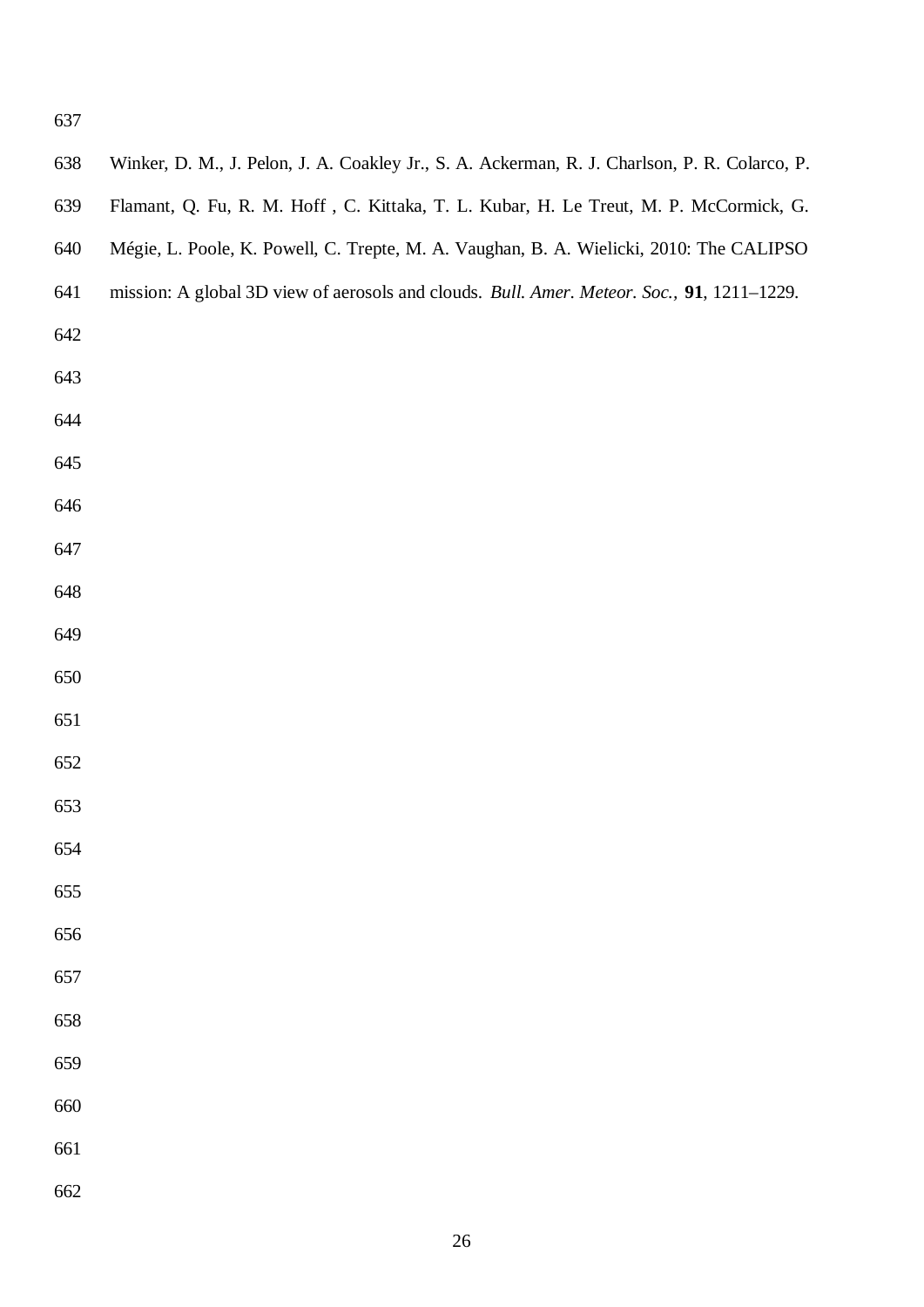Winker, D. M., J. Pelon, J. A. Coakley Jr., S. A. Ackerman, R. J. Charlson, P. R. Colarco, P. Flamant, Q. Fu, R. M. Hoff , C. Kittaka, T. L. Kubar, H. Le Treut, M. P. McCormick, G. Mégie, L. Poole, K. Powell, C. Trepte, M. A. Vaughan, B. A. Wielicki, 2010: The CALIPSO mission: A global 3D view of aerosols and clouds. *Bull. Amer. Meteor. Soc.,* **91**, 1211–1229.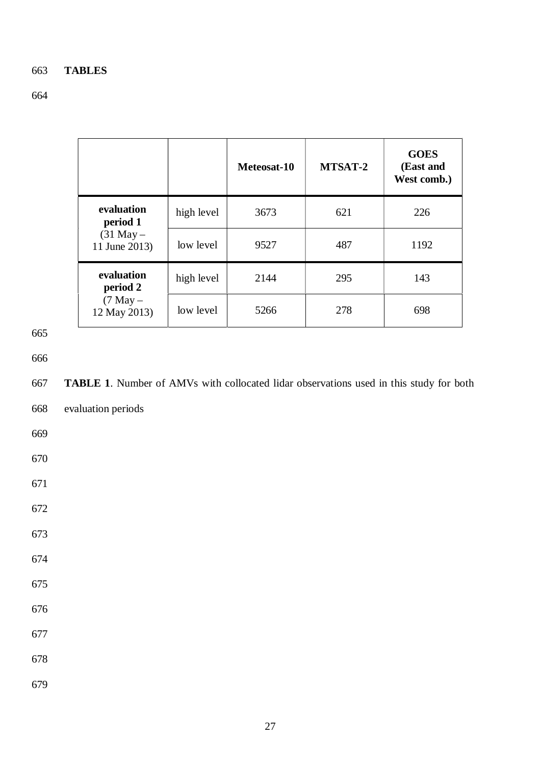# TABLES

| | | Meteosat-10 | MTSAT-2 | GOES (East and West comb.) |
|---|---|---|---|---|
| **evaluation period 1** (31 May – 11 June 2013) | high level | 3673 | 621 | 226 |
| | low level | 9527 | 487 | 1192 |
| **evaluation period 2** (7 May – 12 May 2013) | high level | 2144 | 295 | 143 |
| | low level | 5266 | 278 | 698 |

**TABLE 1**. Number of AMVs with collocated lidar observations used in this study for both evaluation periods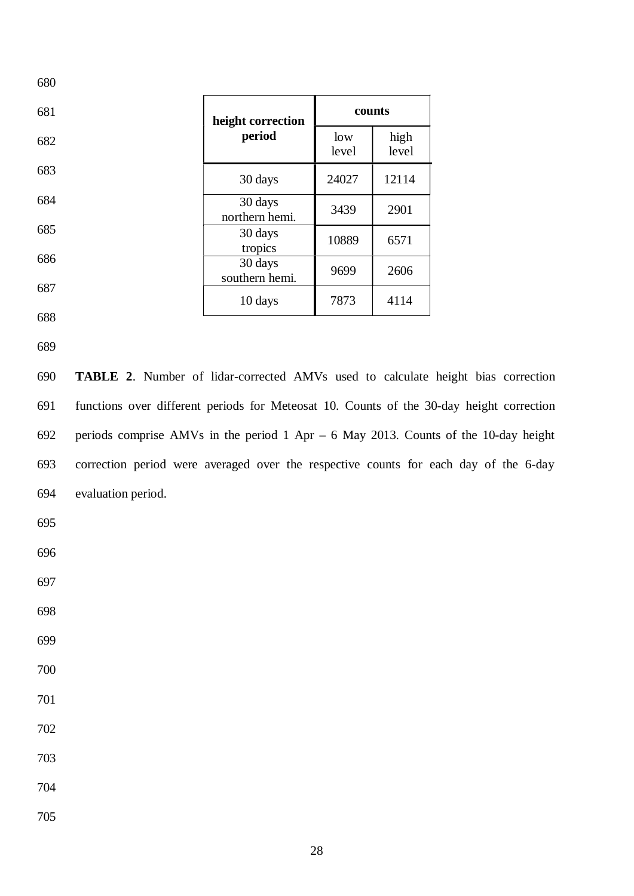| height correction period | counts | |
|---|---|---|
| | low level | high level |
| 30 days | 24027 | 12114 |
| 30 days northern hemi. | 3439 | 2901 |
| 30 days tropics | 10889 | 6571 |
| 30 days southern hemi. | 9699 | 2606 |
| 10 days | 7873 | 4114 |

**TABLE 2**. Number of lidar-corrected AMVs used to calculate height bias correction functions over different periods for Meteosat 10. Counts of the 30-day height correction periods comprise AMVs in the period 1 Apr – 6 May 2013. Counts of the 10-day height correction period were averaged over the respective counts for each day of the 6-day evaluation period.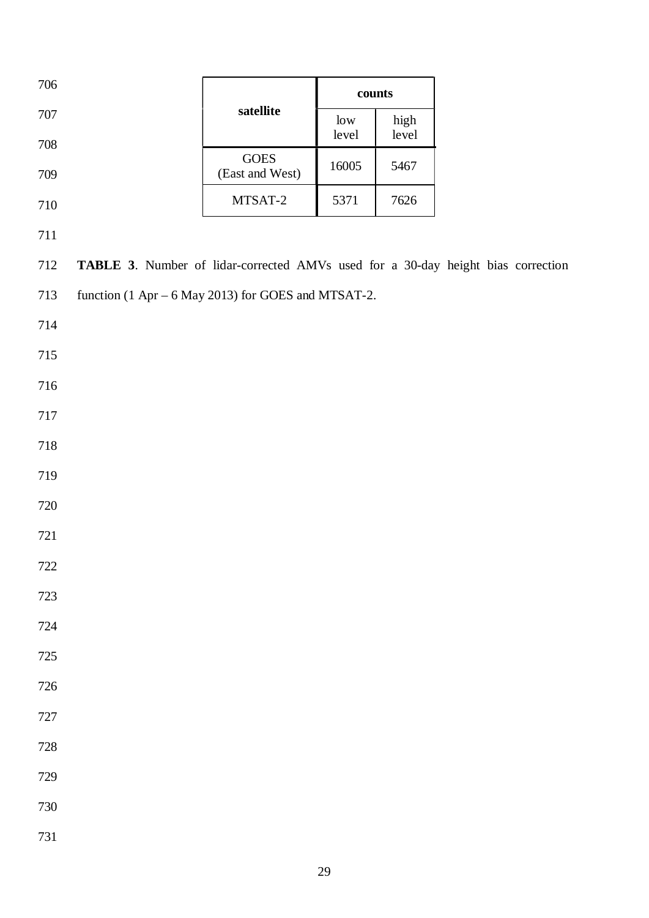| satellite | counts | |
|---|---|---|
| | low level | high level |
| GOES (East and West) | 16005 | 5467 |
| MTSAT-2 | 5371 | 7626 |

**TABLE 3**. Number of lidar-corrected AMVs used for a 30-day height bias correction function (1 Apr – 6 May 2013) for GOES and MTSAT-2.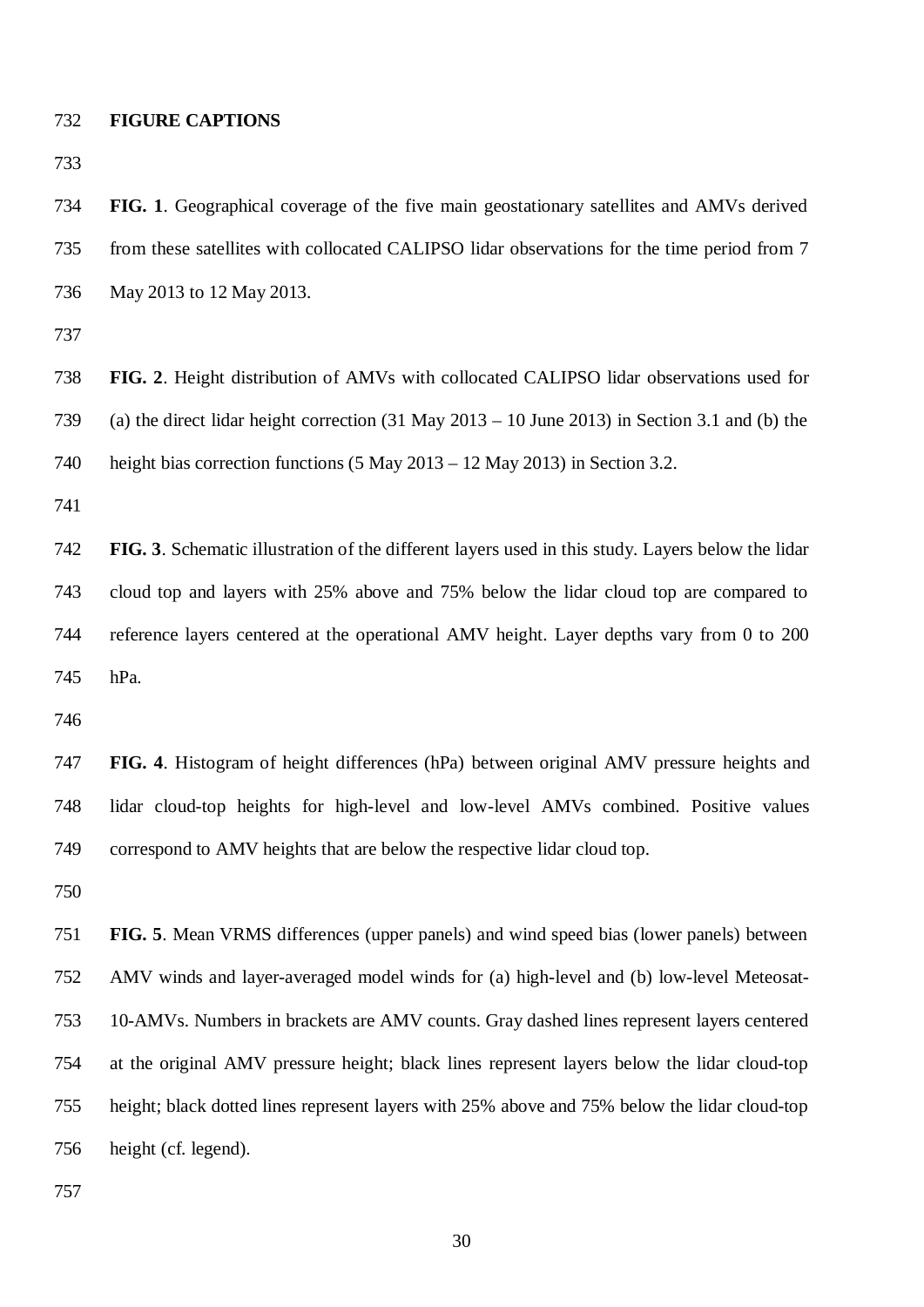## FIGURE CAPTIONS

**FIG. 1**. Geographical coverage of the five main geostationary satellites and AMVs derived from these satellites with collocated CALIPSO lidar observations for the time period from 7 May 2013 to 12 May 2013.

**FIG. 2**. Height distribution of AMVs with collocated CALIPSO lidar observations used for (a) the direct lidar height correction (31 May 2013 – 10 June 2013) in Section 3.1 and (b) the height bias correction functions (5 May 2013 – 12 May 2013) in Section 3.2.

**FIG. 3**. Schematic illustration of the different layers used in this study. Layers below the lidar cloud top and layers with 25% above and 75% below the lidar cloud top are compared to reference layers centered at the operational AMV height. Layer depths vary from 0 to 200 hPa.

**FIG. 4**. Histogram of height differences (hPa) between original AMV pressure heights and lidar cloud-top heights for high-level and low-level AMVs combined. Positive values correspond to AMV heights that are below the respective lidar cloud top.

**FIG. 5**. Mean VRMS differences (upper panels) and wind speed bias (lower panels) between AMV winds and layer-averaged model winds for (a) high-level and (b) low-level Meteosat-10-AMVs. Numbers in brackets are AMV counts. Gray dashed lines represent layers centered at the original AMV pressure height; black lines represent layers below the lidar cloud-top height; black dotted lines represent layers with 25% above and 75% below the lidar cloud-top height (cf. legend).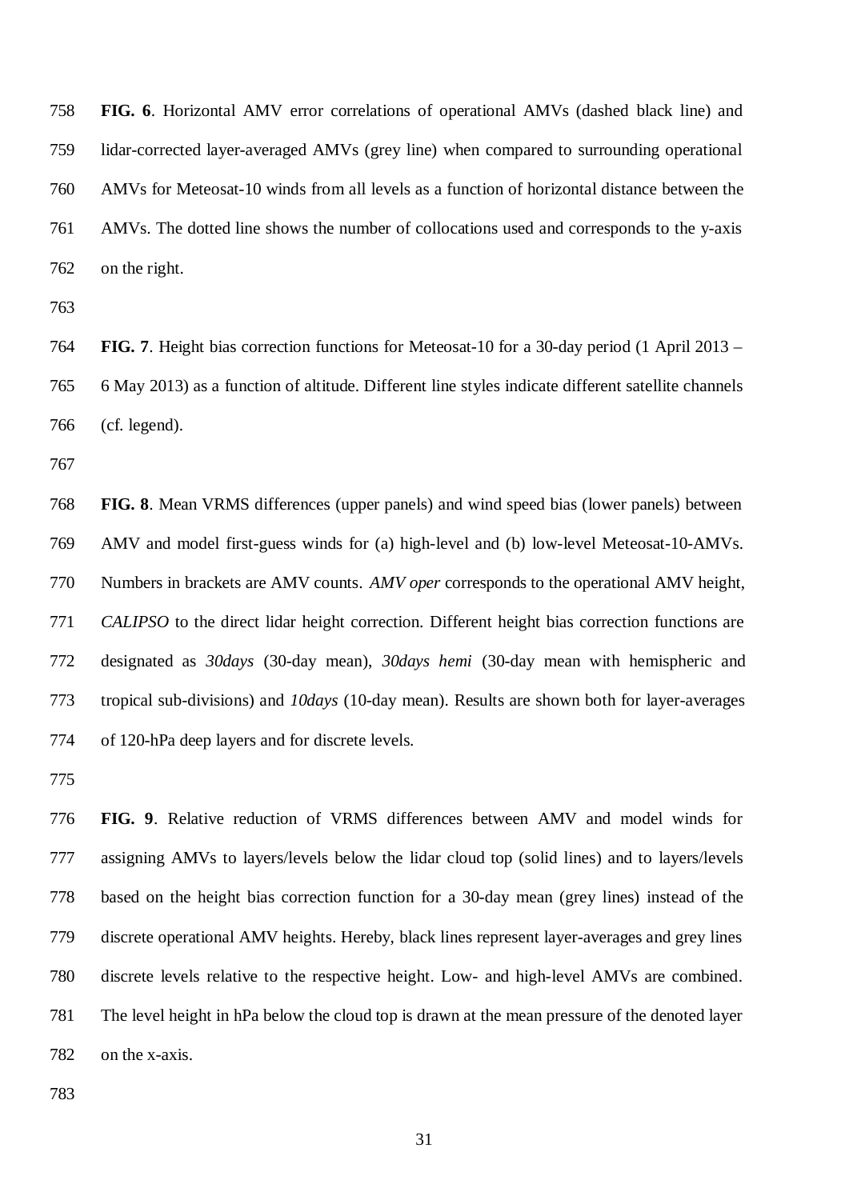**FIG. 6**. Horizontal AMV error correlations of operational AMVs (dashed black line) and lidar-corrected layer-averaged AMVs (grey line) when compared to surrounding operational AMVs for Meteosat-10 winds from all levels as a function of horizontal distance between the AMVs. The dotted line shows the number of collocations used and corresponds to the y-axis on the right.

**FIG. 7**. Height bias correction functions for Meteosat-10 for a 30-day period (1 April 2013 – 6 May 2013) as a function of altitude. Different line styles indicate different satellite channels (cf. legend).

**FIG. 8**. Mean VRMS differences (upper panels) and wind speed bias (lower panels) between AMV and model first-guess winds for (a) high-level and (b) low-level Meteosat-10-AMVs. Numbers in brackets are AMV counts. *AMV oper* corresponds to the operational AMV height, *CALIPSO* to the direct lidar height correction. Different height bias correction functions are designated as *30days* (30-day mean), *30days hemi* (30-day mean with hemispheric and tropical sub-divisions) and *10days* (10-day mean). Results are shown both for layer-averages of 120-hPa deep layers and for discrete levels.

**FIG. 9**. Relative reduction of VRMS differences between AMV and model winds for assigning AMVs to layers/levels below the lidar cloud top (solid lines) and to layers/levels based on the height bias correction function for a 30-day mean (grey lines) instead of the discrete operational AMV heights. Hereby, black lines represent layer-averages and grey lines discrete levels relative to the respective height. Low- and high-level AMVs are combined. The level height in hPa below the cloud top is drawn at the mean pressure of the denoted layer on the x-axis.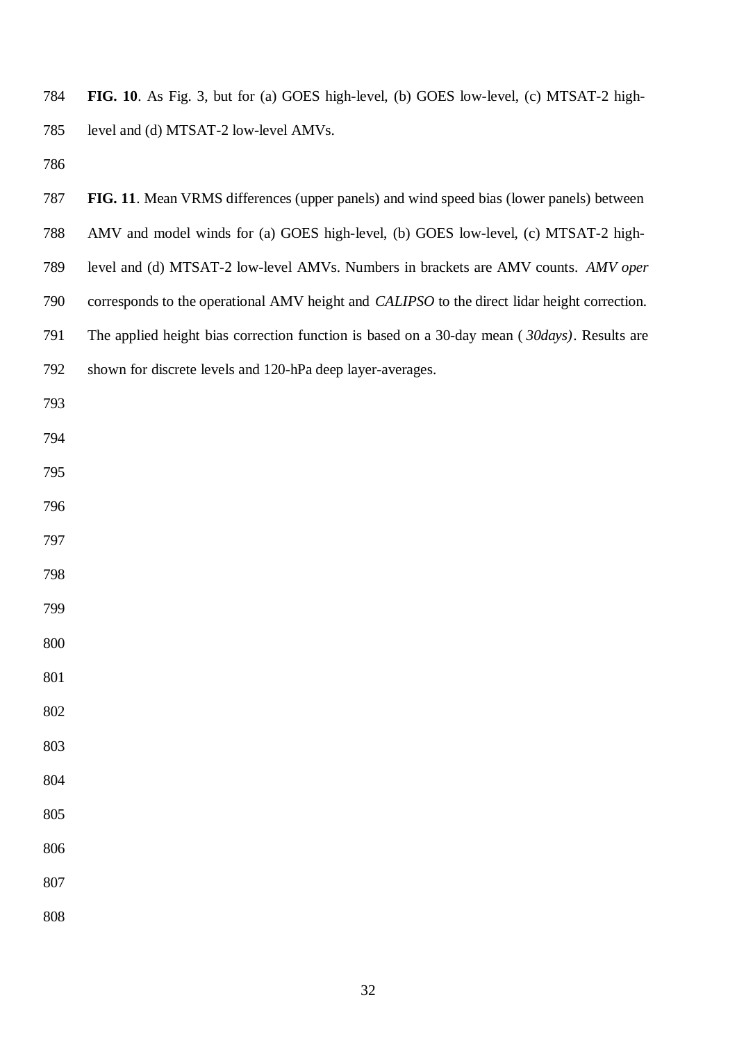**FIG. 10**. As Fig. 3, but for (a) GOES high-level, (b) GOES low-level, (c) MTSAT-2 high-level and (d) MTSAT-2 low-level AMVs.

**FIG. 11**. Mean VRMS differences (upper panels) and wind speed bias (lower panels) between AMV and model winds for (a) GOES high-level, (b) GOES low-level, (c) MTSAT-2 high-level and (d) MTSAT-2 low-level AMVs. Numbers in brackets are AMV counts. *AMV oper* corresponds to the operational AMV height and *CALIPSO* to the direct lidar height correction. The applied height bias correction function is based on a 30-day mean ( *30days)*. Results are shown for discrete levels and 120-hPa deep layer-averages.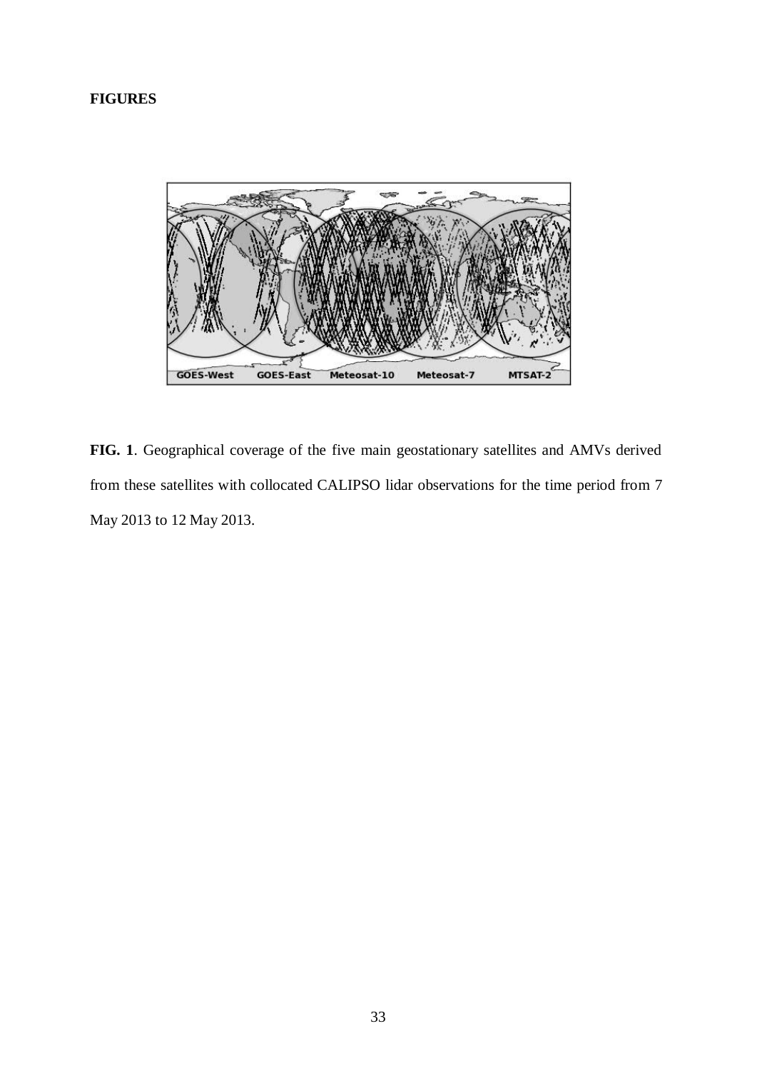**FIGURES**

**FIG. 1**. Geographical coverage of the five main geostationary satellites and AMVs derived from these satellites with collocated CALIPSO lidar observations for the time period from 7 May 2013 to 12 May 2013.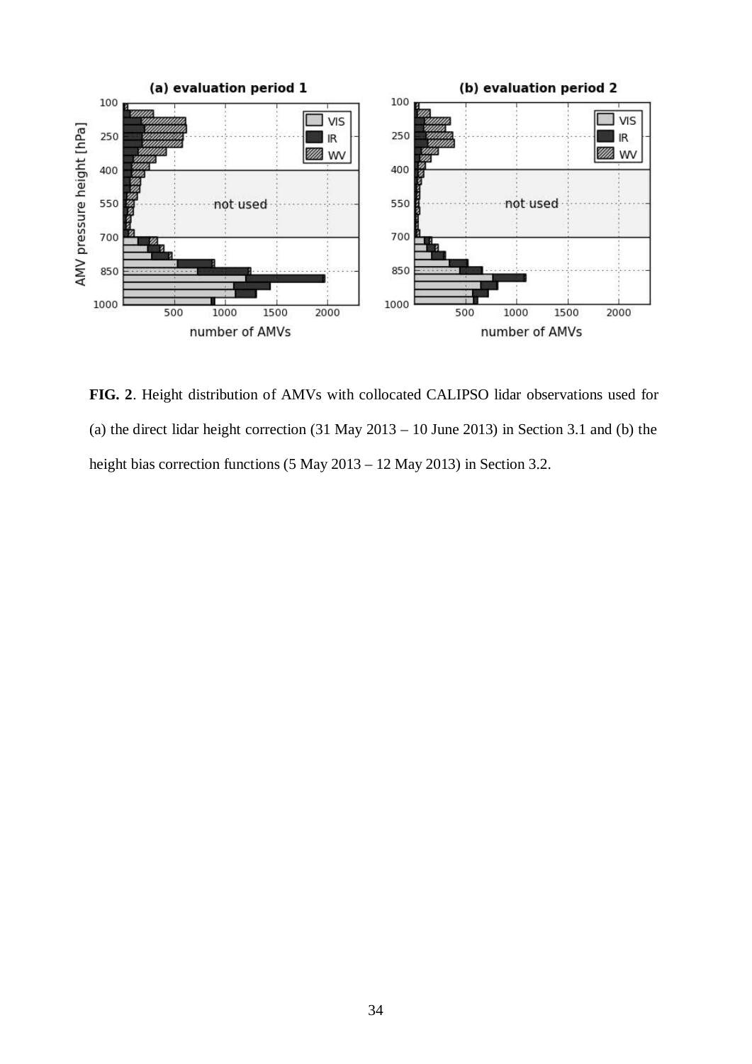**FIG. 2**. Height distribution of AMVs with collocated CALIPSO lidar observations used for (a) the direct lidar height correction (31 May 2013 – 10 June 2013) in Section 3.1 and (b) the height bias correction functions (5 May 2013 – 12 May 2013) in Section 3.2.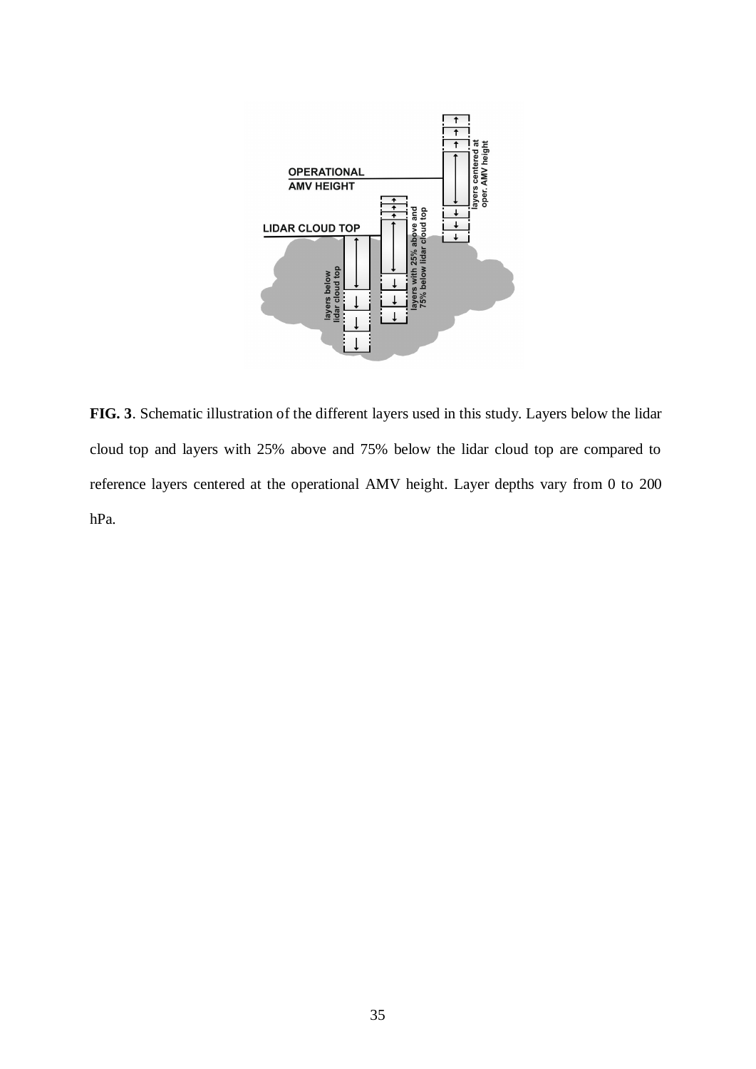**FIG. 3**. Schematic illustration of the different layers used in this study. Layers below the lidar cloud top and layers with 25% above and 75% below the lidar cloud top are compared to reference layers centered at the operational AMV height. Layer depths vary from 0 to 200 hPa.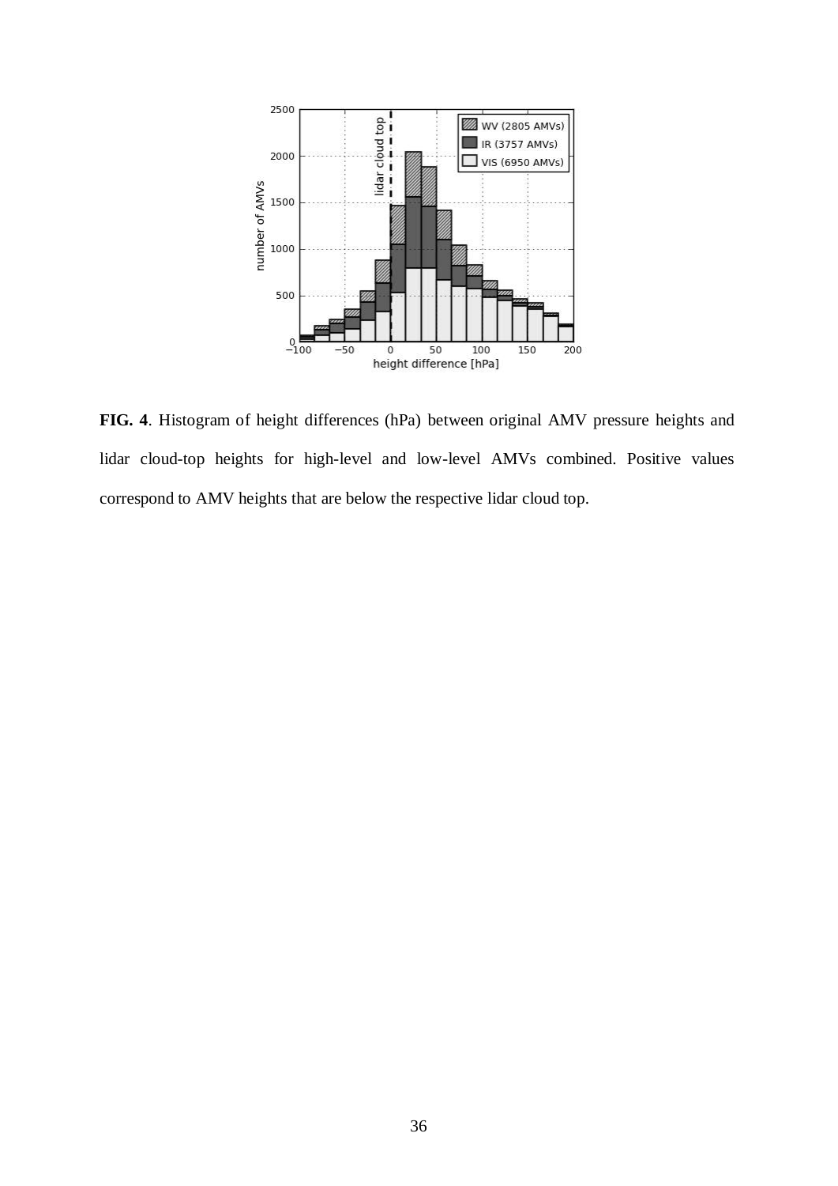**FIG. 4**. Histogram of height differences (hPa) between original AMV pressure heights and lidar cloud-top heights for high-level and low-level AMVs combined. Positive values correspond to AMV heights that are below the respective lidar cloud top.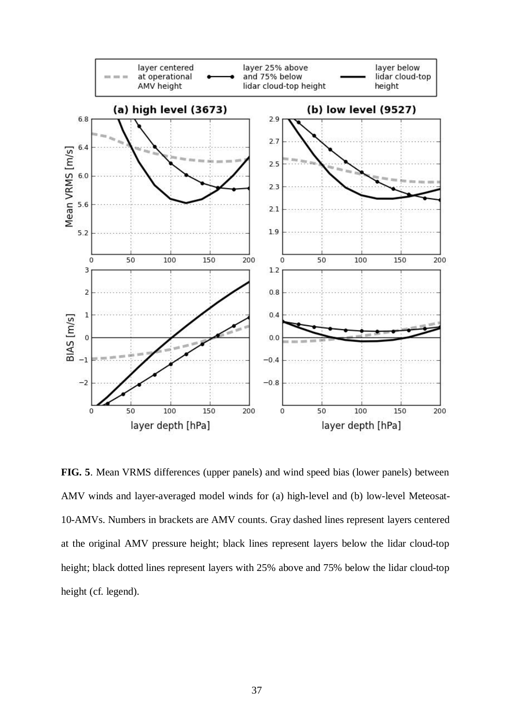**FIG. 5**. Mean VRMS differences (upper panels) and wind speed bias (lower panels) between AMV winds and layer-averaged model winds for (a) high-level and (b) low-level Meteosat-10-AMVs. Numbers in brackets are AMV counts. Gray dashed lines represent layers centered at the original AMV pressure height; black lines represent layers below the lidar cloud-top height; black dotted lines represent layers with 25% above and 75% below the lidar cloud-top height (cf. legend).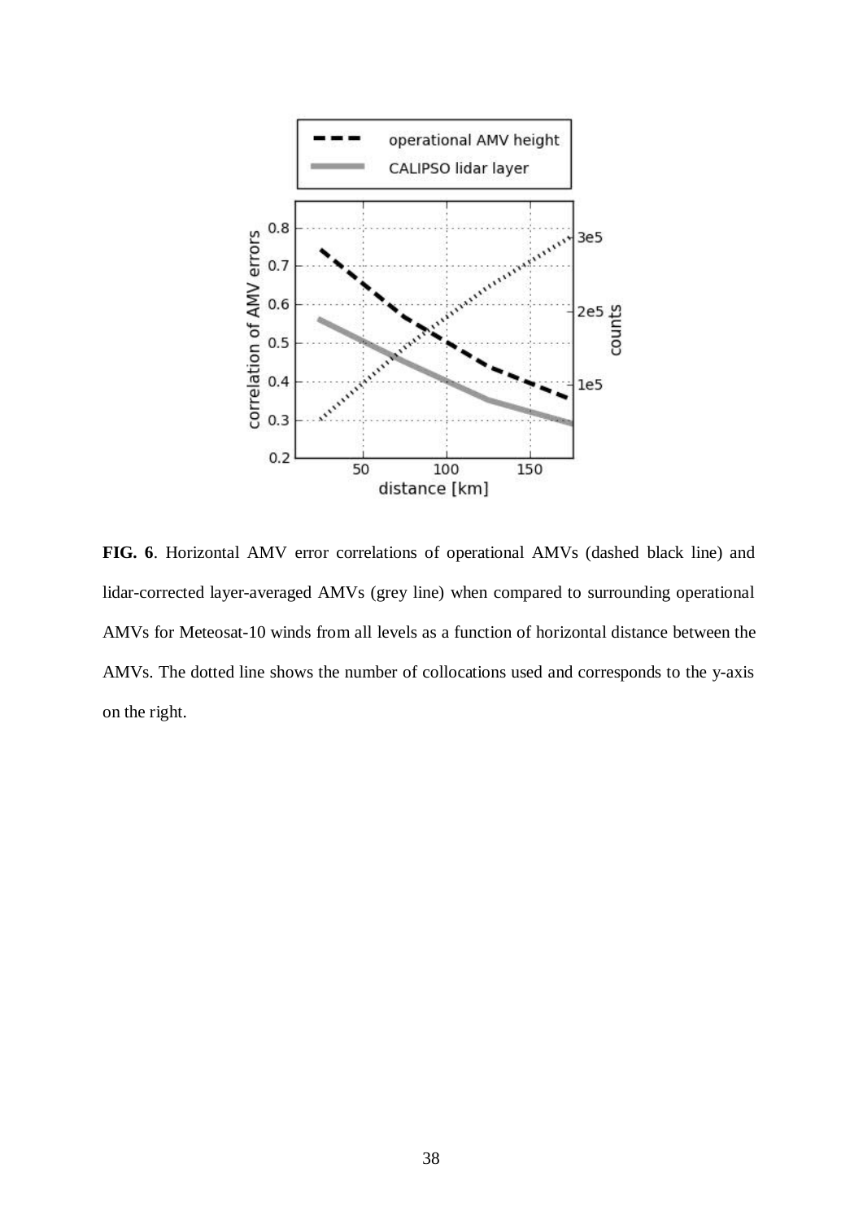**FIG. 6**. Horizontal AMV error correlations of operational AMVs (dashed black line) and lidar-corrected layer-averaged AMVs (grey line) when compared to surrounding operational AMVs for Meteosat-10 winds from all levels as a function of horizontal distance between the AMVs. The dotted line shows the number of collocations used and corresponds to the y-axis on the right.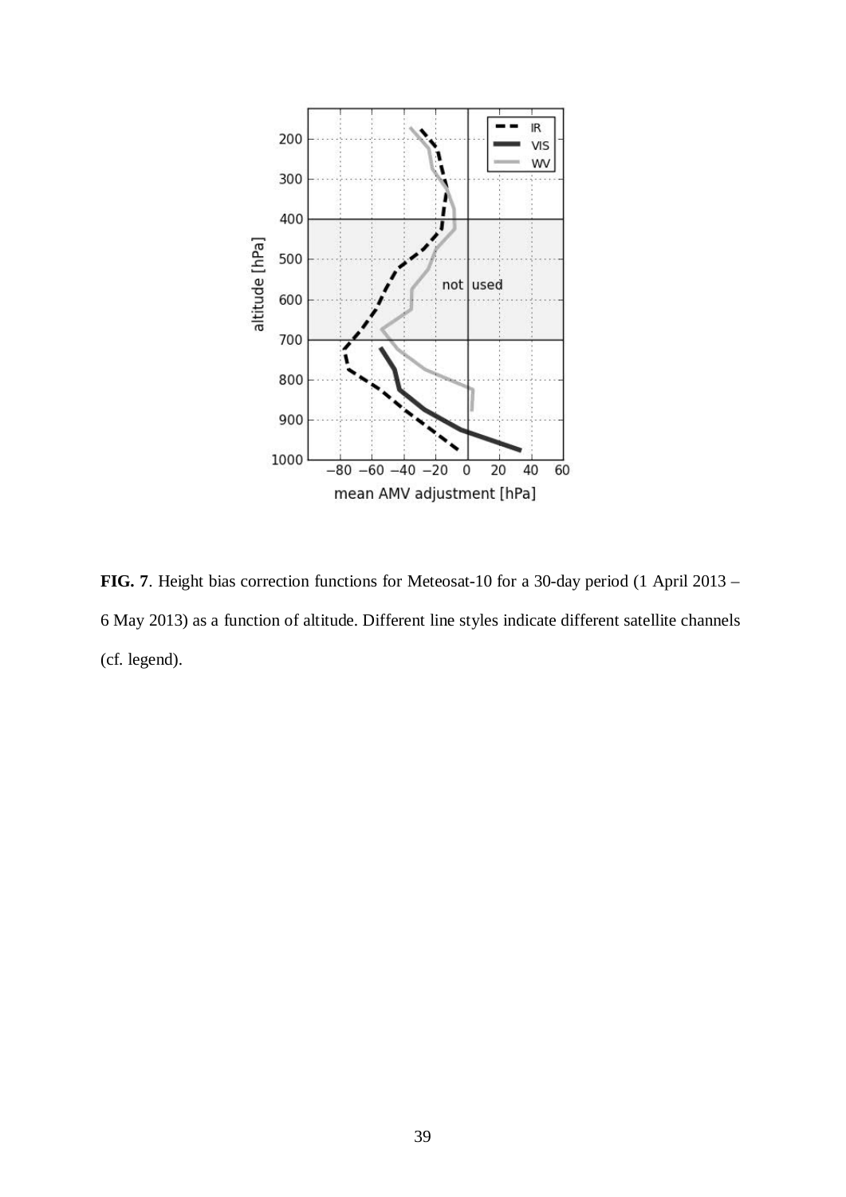**FIG. 7**. Height bias correction functions for Meteosat-10 for a 30-day period (1 April 2013 – 6 May 2013) as a function of altitude. Different line styles indicate different satellite channels (cf. legend).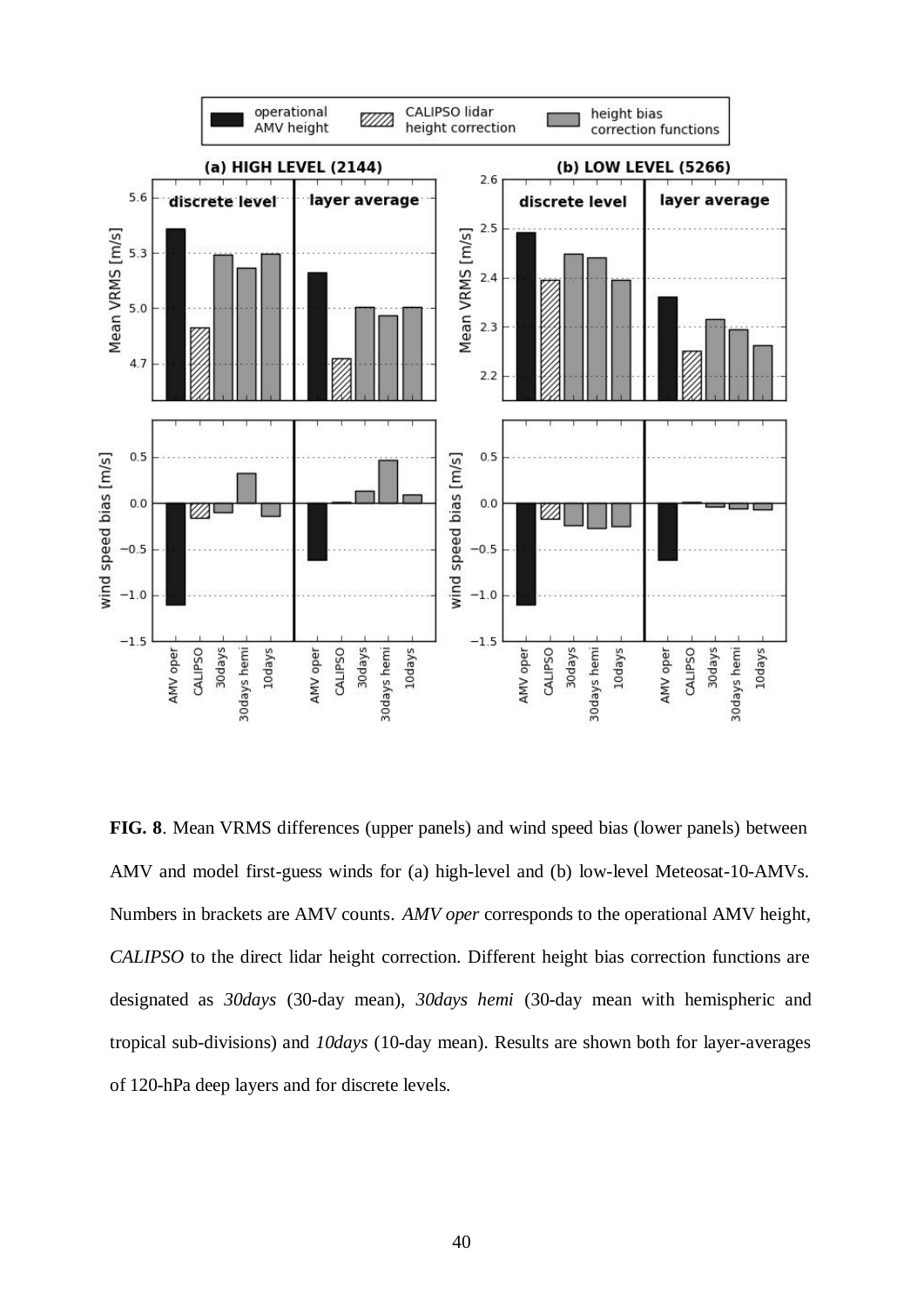**FIG. 8**. Mean VRMS differences (upper panels) and wind speed bias (lower panels) between AMV and model first-guess winds for (a) high-level and (b) low-level Meteosat-10-AMVs. Numbers in brackets are AMV counts. *AMV oper* corresponds to the operational AMV height, *CALIPSO* to the direct lidar height correction. Different height bias correction functions are designated as *30days* (30-day mean), *30days hemi* (30-day mean with hemispheric and tropical sub-divisions) and *10days* (10-day mean). Results are shown both for layer-averages of 120-hPa deep layers and for discrete levels.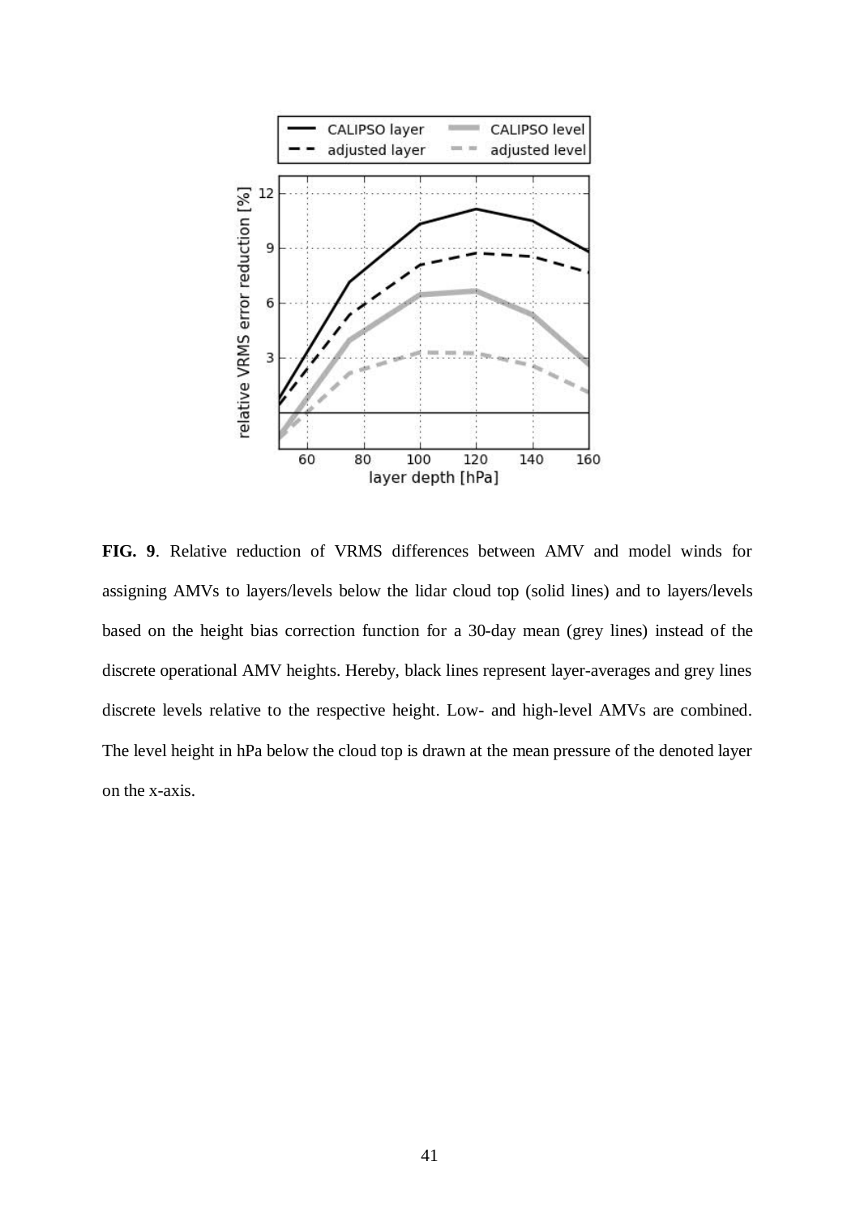**FIG. 9**. Relative reduction of VRMS differences between AMV and model winds for assigning AMVs to layers/levels below the lidar cloud top (solid lines) and to layers/levels based on the height bias correction function for a 30-day mean (grey lines) instead of the discrete operational AMV heights. Hereby, black lines represent layer-averages and grey lines discrete levels relative to the respective height. Low- and high-level AMVs are combined. The level height in hPa below the cloud top is drawn at the mean pressure of the denoted layer on the x-axis.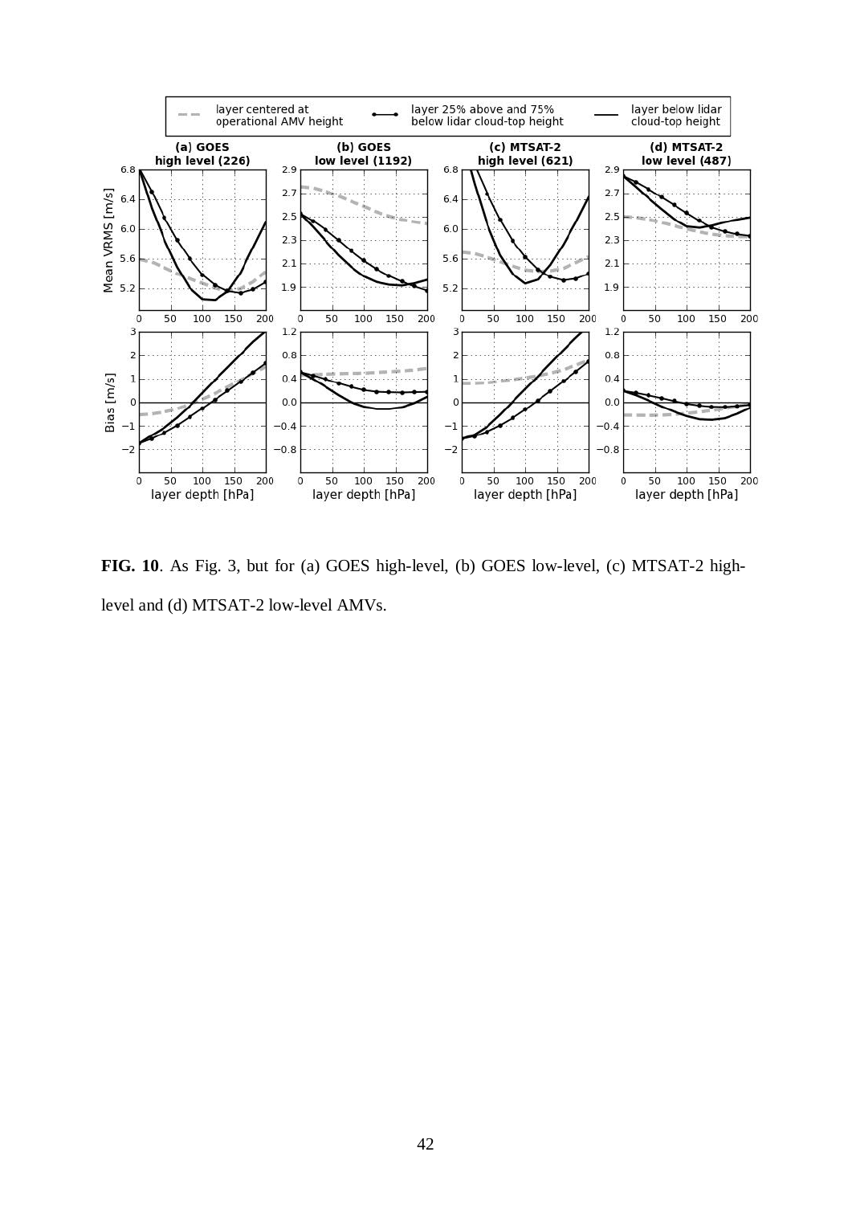**FIG. 10**. As Fig. 3, but for (a) GOES high-level, (b) GOES low-level, (c) MTSAT-2 high-level and (d) MTSAT-2 low-level AMVs.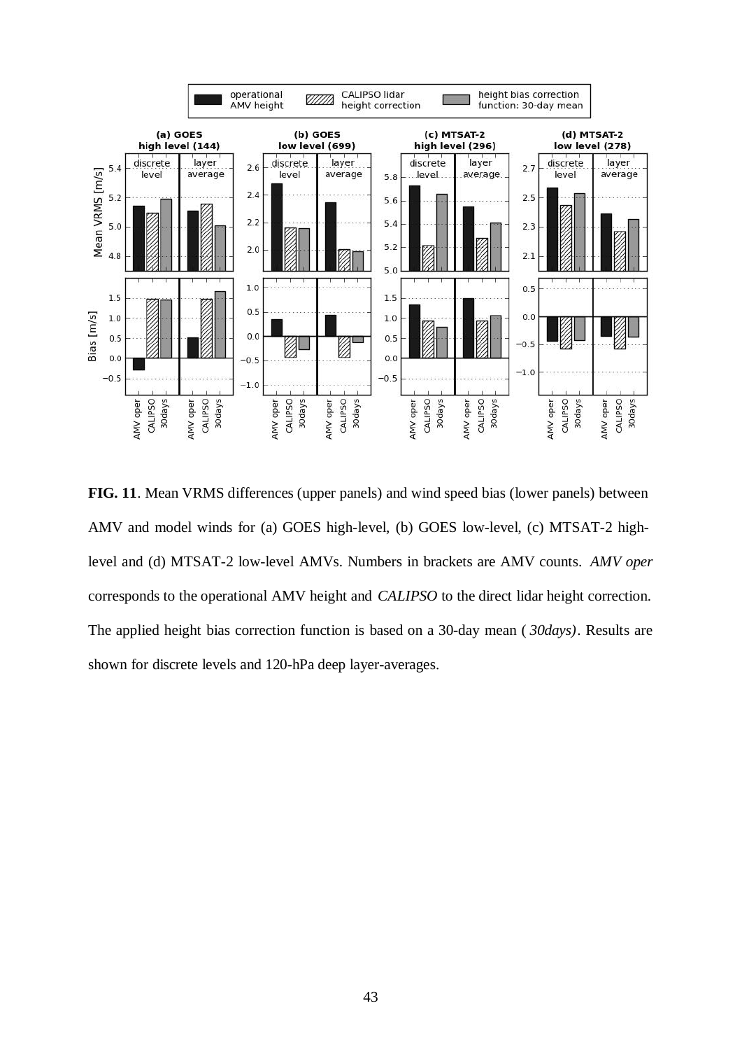operational AMV height

CALIPSO lidar height correction

height bias correction function: 30-day mean

(a) GOES high level (144)

(b) GOES low level (699)

(c) MTSAT-2 high level (296)

(d) MTSAT-2 low level (278)

discrete level

layer average

Mean VRMS [m/s]

Bias [m/s]

AMV oper CALIPSO 30days AMV oper CALIPSO 30days

**FIG. 11**. Mean VRMS differences (upper panels) and wind speed bias (lower panels) between AMV and model winds for (a) GOES high-level, (b) GOES low-level, (c) MTSAT-2 high-level and (d) MTSAT-2 low-level AMVs. Numbers in brackets are AMV counts. *AMV oper* corresponds to the operational AMV height and *CALIPSO* to the direct lidar height correction. The applied height bias correction function is based on a 30-day mean (*30days)*. Results are shown for discrete levels and 120-hPa deep layer-averages.